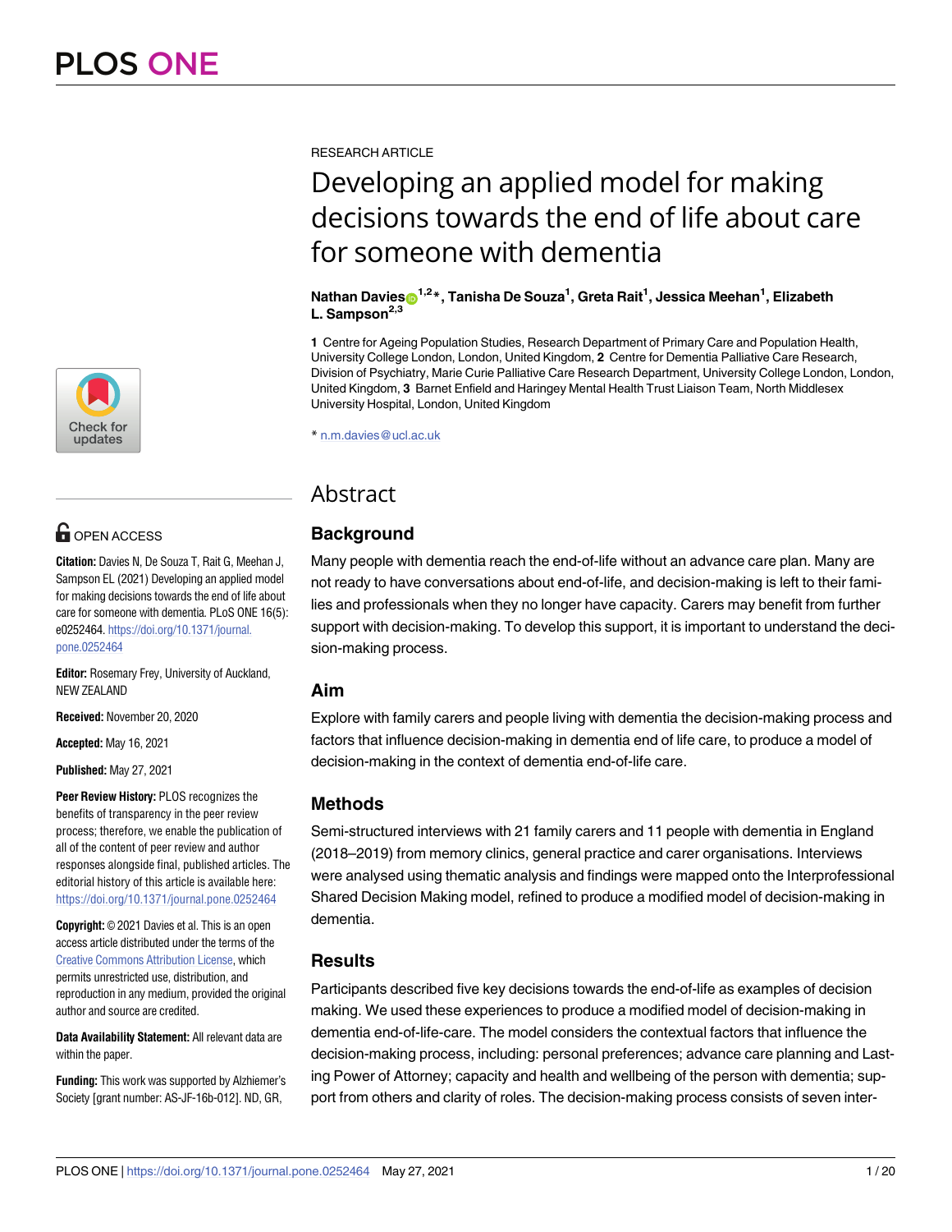RESEARCH ARTICLE

# Developing an applied model for making decisions towards the end of life about care for someone with dementia

**Nathan Davies[1,2]*, Tanisha De Souza[1], Greta Rait[1], Jessica Meehan[1], Elizabeth L. Sampson[2,3]**

**1** Centre for Ageing Population Studies, Research Department of Primary Care and Population Health, University College London, London, United Kingdom, **2** Centre for Dementia Palliative Care Research, Division of Psychiatry, Marie Curie Palliative Care Research Department, University College London, London, United Kingdom, **3** Barnet Enfield and Haringey Mental Health Trust Liaison Team, North Middlesex University Hospital, London, United Kingdom

* n.m.davies@ucl.ac.uk

OPEN ACCESS

**Citation:** Davies N, De Souza T, Rait G, Meehan J, Sampson EL (2021) Developing an applied model for making decisions towards the end of life about care for someone with dementia. PLoS ONE 16(5): e0252464. https://doi.org/10.1371/journal.pone.0252464

**Editor:** Rosemary Frey, University of Auckland, NEW ZEALAND

**Received:** November 20, 2020

**Accepted:** May 16, 2021

**Published:** May 27, 2021

**Peer Review History:** PLOS recognizes the benefits of transparency in the peer review process; therefore, we enable the publication of all of the content of peer review and author responses alongside final, published articles. The editorial history of this article is available here: https://doi.org/10.1371/journal.pone.0252464

**Copyright:** © 2021 Davies et al. This is an open access article distributed under the terms of the Creative Commons Attribution License, which permits unrestricted use, distribution, and reproduction in any medium, provided the original author and source are credited.

**Data Availability Statement:** All relevant data are within the paper.

**Funding:** This work was supported by Alzhiemer's Society [grant number: AS-JF-16b-012]. ND, GR,

## Abstract

### Background

Many people with dementia reach the end-of-life without an advance care plan. Many are not ready to have conversations about end-of-life, and decision-making is left to their families and professionals when they no longer have capacity. Carers may benefit from further support with decision-making. To develop this support, it is important to understand the decision-making process.

### Aim

Explore with family carers and people living with dementia the decision-making process and factors that influence decision-making in dementia end of life care, to produce a model of decision-making in the context of dementia end-of-life care.

### Methods

Semi-structured interviews with 21 family carers and 11 people with dementia in England (2018–2019) from memory clinics, general practice and carer organisations. Interviews were analysed using thematic analysis and findings were mapped onto the Interprofessional Shared Decision Making model, refined to produce a modified model of decision-making in dementia.

### Results

Participants described five key decisions towards the end-of-life as examples of decision making. We used these experiences to produce a modified model of decision-making in dementia end-of-life-care. The model considers the contextual factors that influence the decision-making process, including: personal preferences; advance care planning and Lasting Power of Attorney; capacity and health and wellbeing of the person with dementia; support from others and clarity of roles. The decision-making process consists of seven inter-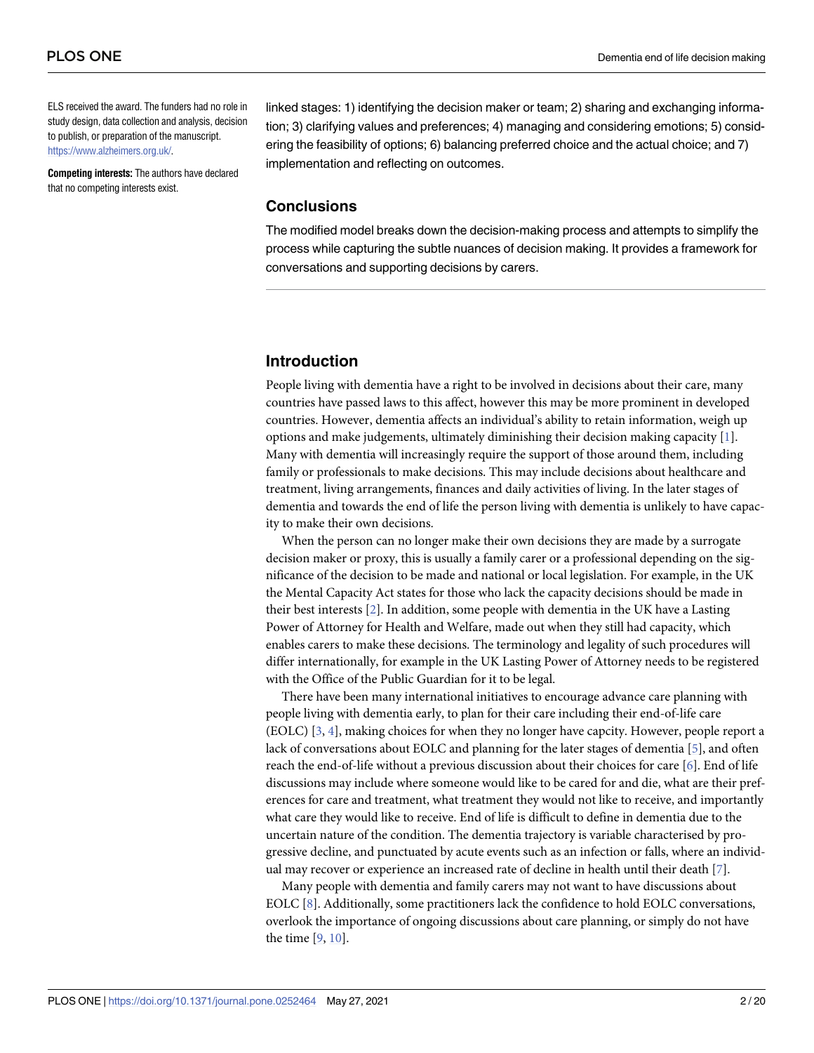ELS received the award. The funders had no role in study design, data collection and analysis, decision to publish, or preparation of the manuscript. https://www.alzheimers.org.uk/.

**Competing interests:** The authors have declared that no competing interests exist.

linked stages: 1) identifying the decision maker or team; 2) sharing and exchanging information; 3) clarifying values and preferences; 4) managing and considering emotions; 5) considering the feasibility of options; 6) balancing preferred choice and the actual choice; and 7) implementation and reflecting on outcomes.

### Conclusions

The modified model breaks down the decision-making process and attempts to simplify the process while capturing the subtle nuances of decision making. It provides a framework for conversations and supporting decisions by carers.

## Introduction

People living with dementia have a right to be involved in decisions about their care, many countries have passed laws to this affect, however this may be more prominent in developed countries. However, dementia affects an individual's ability to retain information, weigh up options and make judgements, ultimately diminishing their decision making capacity [1]. Many with dementia will increasingly require the support of those around them, including family or professionals to make decisions. This may include decisions about healthcare and treatment, living arrangements, finances and daily activities of living. In the later stages of dementia and towards the end of life the person living with dementia is unlikely to have capacity to make their own decisions.

When the person can no longer make their own decisions they are made by a surrogate decision maker or proxy, this is usually a family carer or a professional depending on the significance of the decision to be made and national or local legislation. For example, in the UK the Mental Capacity Act states for those who lack the capacity decisions should be made in their best interests [2]. In addition, some people with dementia in the UK have a Lasting Power of Attorney for Health and Welfare, made out when they still had capacity, which enables carers to make these decisions. The terminology and legality of such procedures will differ internationally, for example in the UK Lasting Power of Attorney needs to be registered with the Office of the Public Guardian for it to be legal.

There have been many international initiatives to encourage advance care planning with people living with dementia early, to plan for their care including their end-of-life care (EOLC) [3, 4], making choices for when they no longer have capcity. However, people report a lack of conversations about EOLC and planning for the later stages of dementia [5], and often reach the end-of-life without a previous discussion about their choices for care [6]. End of life discussions may include where someone would like to be cared for and die, what are their preferences for care and treatment, what treatment they would not like to receive, and importantly what care they would like to receive. End of life is difficult to define in dementia due to the uncertain nature of the condition. The dementia trajectory is variable characterised by progressive decline, and punctuated by acute events such as an infection or falls, where an individual may recover or experience an increased rate of decline in health until their death [7].

Many people with dementia and family carers may not want to have discussions about EOLC [8]. Additionally, some practitioners lack the confidence to hold EOLC conversations, overlook the importance of ongoing discussions about care planning, or simply do not have the time [9, 10].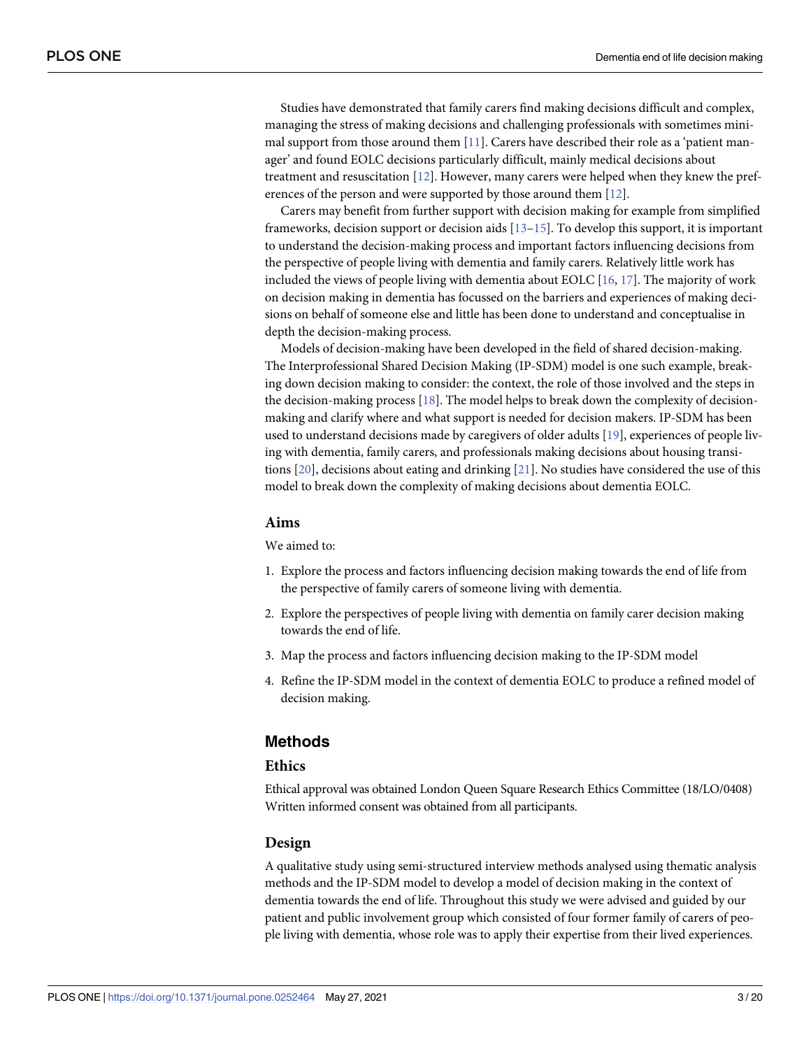Studies have demonstrated that family carers find making decisions difficult and complex, managing the stress of making decisions and challenging professionals with sometimes minimal support from those around them [11]. Carers have described their role as a 'patient manager' and found EOLC decisions particularly difficult, mainly medical decisions about treatment and resuscitation [12]. However, many carers were helped when they knew the preferences of the person and were supported by those around them [12].

Carers may benefit from further support with decision making for example from simplified frameworks, decision support or decision aids [13–15]. To develop this support, it is important to understand the decision-making process and important factors influencing decisions from the perspective of people living with dementia and family carers. Relatively little work has included the views of people living with dementia about EOLC [16, 17]. The majority of work on decision making in dementia has focussed on the barriers and experiences of making decisions on behalf of someone else and little has been done to understand and conceptualise in depth the decision-making process.

Models of decision-making have been developed in the field of shared decision-making. The Interprofessional Shared Decision Making (IP-SDM) model is one such example, breaking down decision making to consider: the context, the role of those involved and the steps in the decision-making process [18]. The model helps to break down the complexity of decision-making and clarify where and what support is needed for decision makers. IP-SDM has been used to understand decisions made by caregivers of older adults [19], experiences of people living with dementia, family carers, and professionals making decisions about housing transitions [20], decisions about eating and drinking [21]. No studies have considered the use of this model to break down the complexity of making decisions about dementia EOLC.

### Aims

We aimed to:

1. Explore the process and factors influencing decision making towards the end of life from the perspective of family carers of someone living with dementia.
2. Explore the perspectives of people living with dementia on family carer decision making towards the end of life.
3. Map the process and factors influencing decision making to the IP-SDM model
4. Refine the IP-SDM model in the context of dementia EOLC to produce a refined model of decision making.

## Methods

### Ethics

Ethical approval was obtained London Queen Square Research Ethics Committee (18/LO/0408) Written informed consent was obtained from all participants.

### Design

A qualitative study using semi-structured interview methods analysed using thematic analysis methods and the IP-SDM model to develop a model of decision making in the context of dementia towards the end of life. Throughout this study we were advised and guided by our patient and public involvement group which consisted of four former family of carers of people living with dementia, whose role was to apply their expertise from their lived experiences.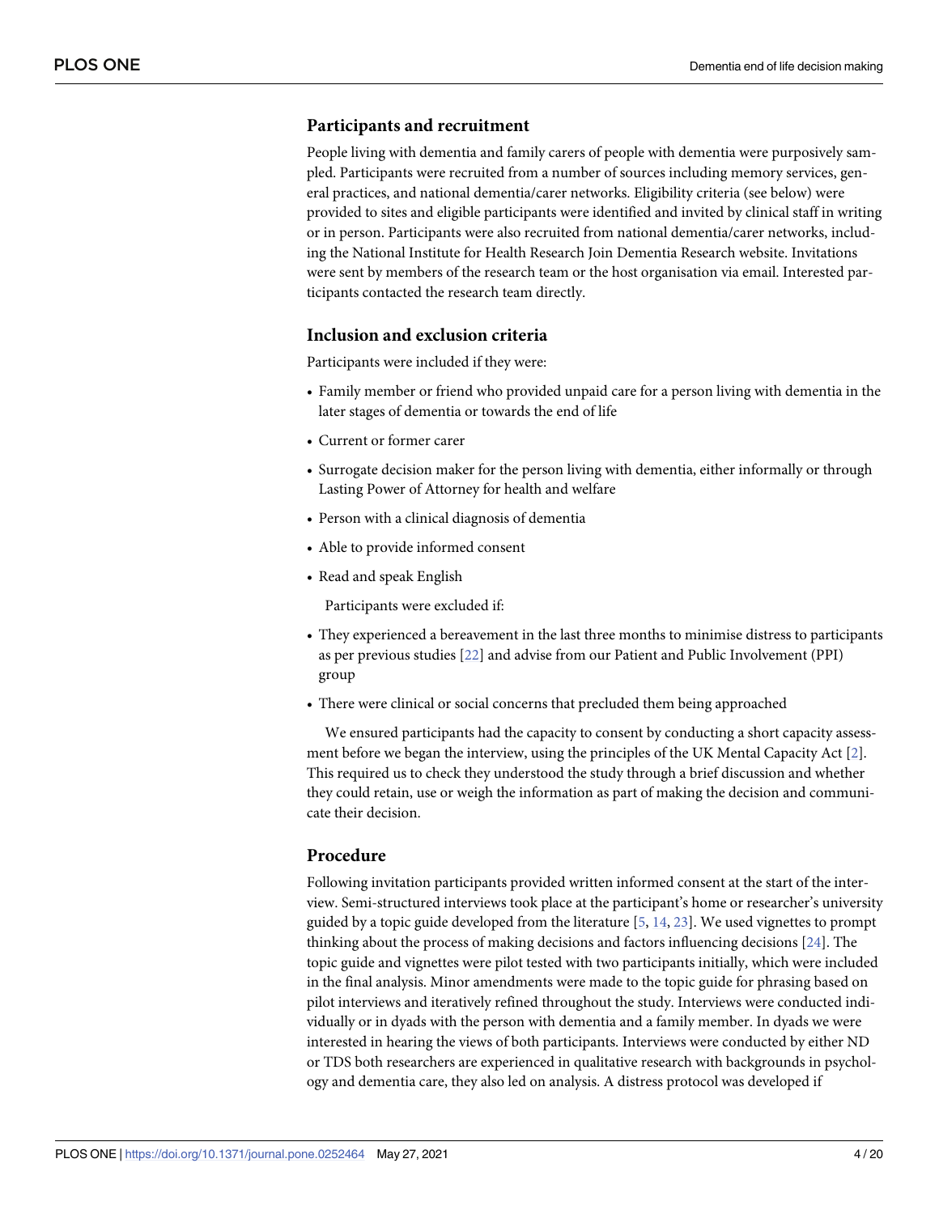## Participants and recruitment

People living with dementia and family carers of people with dementia were purposively sampled. Participants were recruited from a number of sources including memory services, general practices, and national dementia/carer networks. Eligibility criteria (see below) were provided to sites and eligible participants were identified and invited by clinical staff in writing or in person. Participants were also recruited from national dementia/carer networks, including the National Institute for Health Research Join Dementia Research website. Invitations were sent by members of the research team or the host organisation via email. Interested participants contacted the research team directly.

## Inclusion and exclusion criteria

Participants were included if they were:

- Family member or friend who provided unpaid care for a person living with dementia in the later stages of dementia or towards the end of life
- Current or former carer
- Surrogate decision maker for the person living with dementia, either informally or through Lasting Power of Attorney for health and welfare
- Person with a clinical diagnosis of dementia
- Able to provide informed consent
- Read and speak English

Participants were excluded if:

- They experienced a bereavement in the last three months to minimise distress to participants as per previous studies [22] and advise from our Patient and Public Involvement (PPI) group
- There were clinical or social concerns that precluded them being approached

We ensured participants had the capacity to consent by conducting a short capacity assessment before we began the interview, using the principles of the UK Mental Capacity Act [2]. This required us to check they understood the study through a brief discussion and whether they could retain, use or weigh the information as part of making the decision and communicate their decision.

## Procedure

Following invitation participants provided written informed consent at the start of the interview. Semi-structured interviews took place at the participant's home or researcher's university guided by a topic guide developed from the literature [5, 14, 23]. We used vignettes to prompt thinking about the process of making decisions and factors influencing decisions [24]. The topic guide and vignettes were pilot tested with two participants initially, which were included in the final analysis. Minor amendments were made to the topic guide for phrasing based on pilot interviews and iteratively refined throughout the study. Interviews were conducted individually or in dyads with the person with dementia and a family member. In dyads we were interested in hearing the views of both participants. Interviews were conducted by either ND or TDS both researchers are experienced in qualitative research with backgrounds in psychology and dementia care, they also led on analysis. A distress protocol was developed if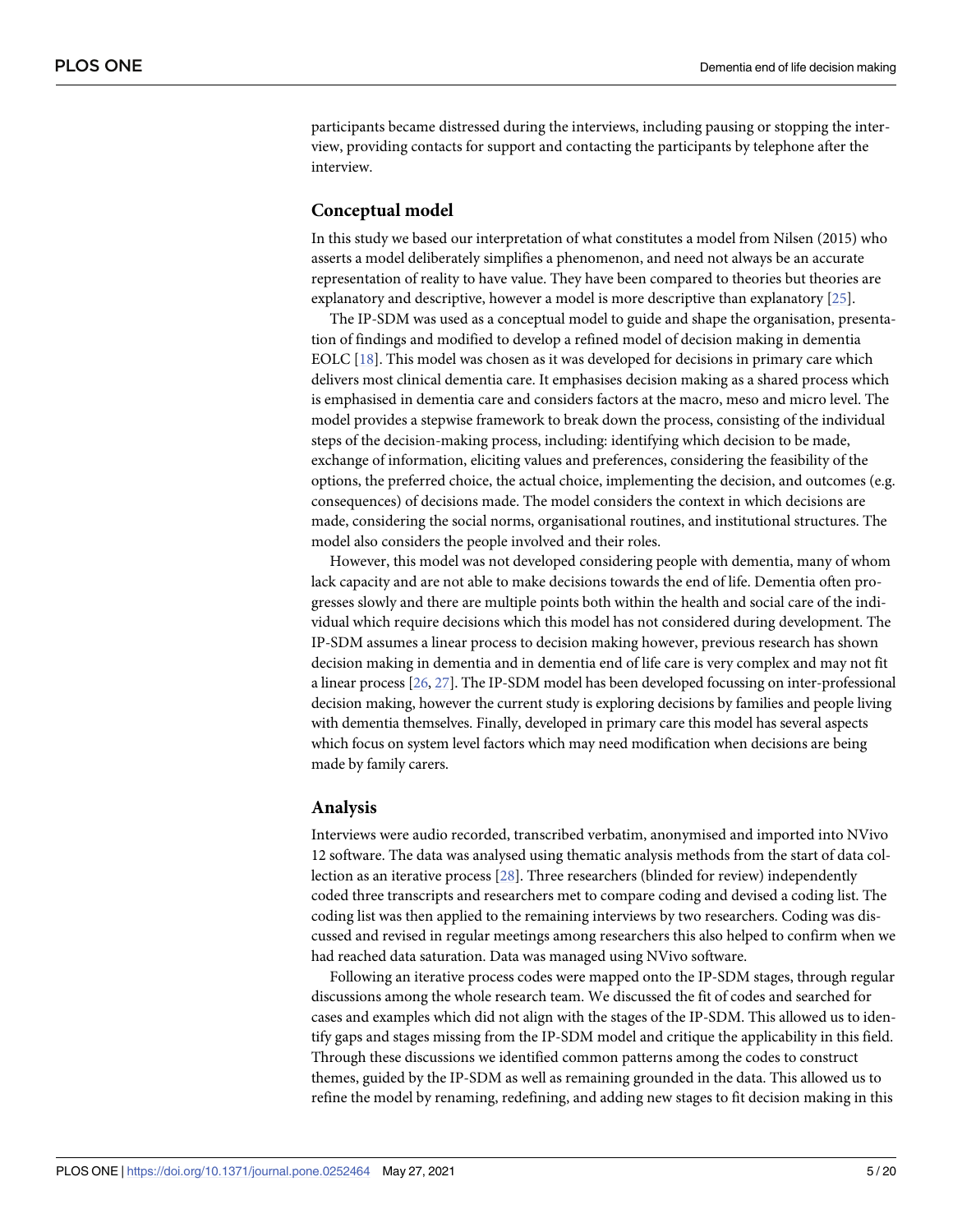participants became distressed during the interviews, including pausing or stopping the interview, providing contacts for support and contacting the participants by telephone after the interview.

## Conceptual model

In this study we based our interpretation of what constitutes a model from Nilsen (2015) who asserts a model deliberately simplifies a phenomenon, and need not always be an accurate representation of reality to have value. They have been compared to theories but theories are explanatory and descriptive, however a model is more descriptive than explanatory [25].

The IP-SDM was used as a conceptual model to guide and shape the organisation, presentation of findings and modified to develop a refined model of decision making in dementia EOLC [18]. This model was chosen as it was developed for decisions in primary care which delivers most clinical dementia care. It emphasises decision making as a shared process which is emphasised in dementia care and considers factors at the macro, meso and micro level. The model provides a stepwise framework to break down the process, consisting of the individual steps of the decision-making process, including: identifying which decision to be made, exchange of information, eliciting values and preferences, considering the feasibility of the options, the preferred choice, the actual choice, implementing the decision, and outcomes (e.g. consequences) of decisions made. The model considers the context in which decisions are made, considering the social norms, organisational routines, and institutional structures. The model also considers the people involved and their roles.

However, this model was not developed considering people with dementia, many of whom lack capacity and are not able to make decisions towards the end of life. Dementia often progresses slowly and there are multiple points both within the health and social care of the individual which require decisions which this model has not considered during development. The IP-SDM assumes a linear process to decision making however, previous research has shown decision making in dementia and in dementia end of life care is very complex and may not fit a linear process [26, 27]. The IP-SDM model has been developed focussing on inter-professional decision making, however the current study is exploring decisions by families and people living with dementia themselves. Finally, developed in primary care this model has several aspects which focus on system level factors which may need modification when decisions are being made by family carers.

## Analysis

Interviews were audio recorded, transcribed verbatim, anonymised and imported into NVivo 12 software. The data was analysed using thematic analysis methods from the start of data collection as an iterative process [28]. Three researchers (blinded for review) independently coded three transcripts and researchers met to compare coding and devised a coding list. The coding list was then applied to the remaining interviews by two researchers. Coding was discussed and revised in regular meetings among researchers this also helped to confirm when we had reached data saturation. Data was managed using NVivo software.

Following an iterative process codes were mapped onto the IP-SDM stages, through regular discussions among the whole research team. We discussed the fit of codes and searched for cases and examples which did not align with the stages of the IP-SDM. This allowed us to identify gaps and stages missing from the IP-SDM model and critique the applicability in this field. Through these discussions we identified common patterns among the codes to construct themes, guided by the IP-SDM as well as remaining grounded in the data. This allowed us to refine the model by renaming, redefining, and adding new stages to fit decision making in this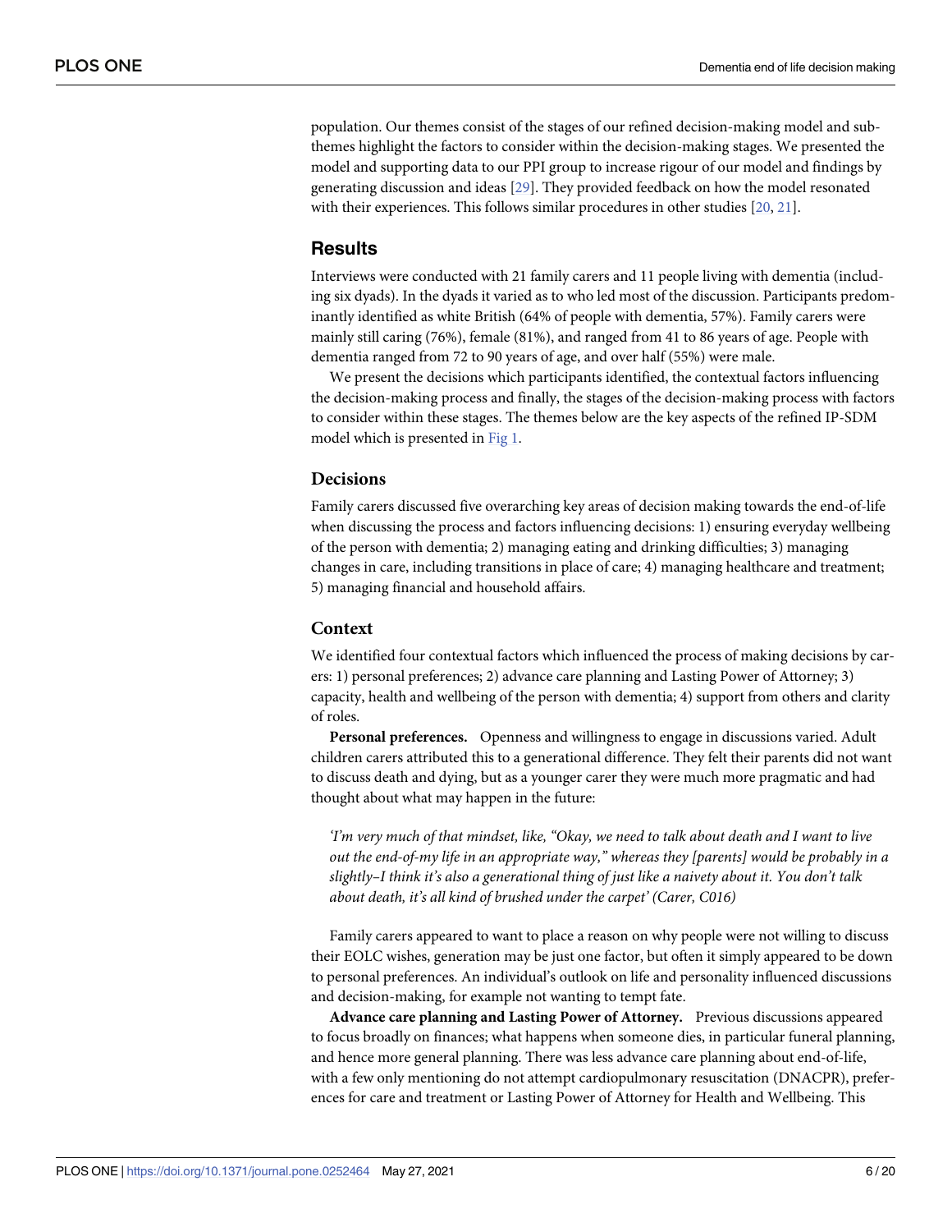population. Our themes consist of the stages of our refined decision-making model and sub-themes highlight the factors to consider within the decision-making stages. We presented the model and supporting data to our PPI group to increase rigour of our model and findings by generating discussion and ideas [29]. They provided feedback on how the model resonated with their experiences. This follows similar procedures in other studies [20, 21].

## Results

Interviews were conducted with 21 family carers and 11 people living with dementia (including six dyads). In the dyads it varied as to who led most of the discussion. Participants predominantly identified as white British (64% of people with dementia, 57%). Family carers were mainly still caring (76%), female (81%), and ranged from 41 to 86 years of age. People with dementia ranged from 72 to 90 years of age, and over half (55%) were male.

We present the decisions which participants identified, the contextual factors influencing the decision-making process and finally, the stages of the decision-making process with factors to consider within these stages. The themes below are the key aspects of the refined IP-SDM model which is presented in Fig 1.

### Decisions

Family carers discussed five overarching key areas of decision making towards the end-of-life when discussing the process and factors influencing decisions: 1) ensuring everyday wellbeing of the person with dementia; 2) managing eating and drinking difficulties; 3) managing changes in care, including transitions in place of care; 4) managing healthcare and treatment; 5) managing financial and household affairs.

### Context

We identified four contextual factors which influenced the process of making decisions by carers: 1) personal preferences; 2) advance care planning and Lasting Power of Attorney; 3) capacity, health and wellbeing of the person with dementia; 4) support from others and clarity of roles.

**Personal preferences.** Openness and willingness to engage in discussions varied. Adult children carers attributed this to a generational difference. They felt their parents did not want to discuss death and dying, but as a younger carer they were much more pragmatic and had thought about what may happen in the future:

*'I'm very much of that mindset, like, "Okay, we need to talk about death and I want to live out the end-of-my life in an appropriate way," whereas they [parents] would be probably in a slightly–I think it's also a generational thing of just like a naivety about it. You don't talk about death, it's all kind of brushed under the carpet' (Carer, C016)*

Family carers appeared to want to place a reason on why people were not willing to discuss their EOLC wishes, generation may be just one factor, but often it simply appeared to be down to personal preferences. An individual's outlook on life and personality influenced discussions and decision-making, for example not wanting to tempt fate.

**Advance care planning and Lasting Power of Attorney.** Previous discussions appeared to focus broadly on finances; what happens when someone dies, in particular funeral planning, and hence more general planning. There was less advance care planning about end-of-life, with a few only mentioning do not attempt cardiopulmonary resuscitation (DNACPR), preferences for care and treatment or Lasting Power of Attorney for Health and Wellbeing. This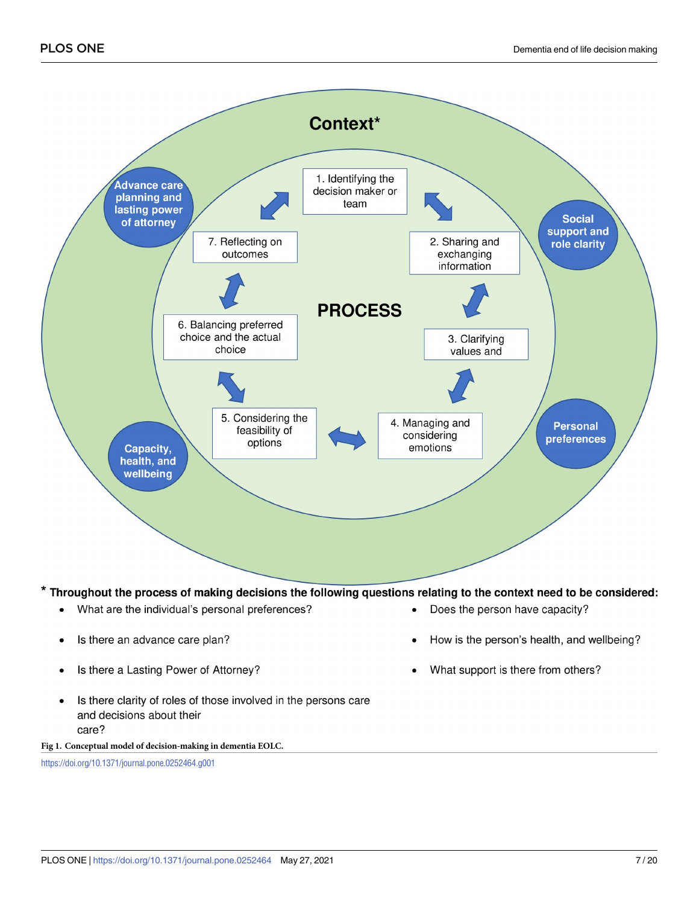Context*

Advance care planning and lasting power of attorney

Social support and role clarity

Personal preferences

Capacity, health, and wellbeing

PROCESS

1. Identifying the decision maker or team

2. Sharing and exchanging information

3. Clarifying values and

4. Managing and considering emotions

5. Considering the feasibility of options

6. Balancing preferred choice and the actual choice

7. Reflecting on outcomes

**\* Throughout the process of making decisions the following questions relating to the context need to be considered:**

- What are the individual's personal preferences?
- Is there an advance care plan?
- Is there a Lasting Power of Attorney?
- Is there clarity of roles of those involved in the persons care and decisions about their care?
- Does the person have capacity?
- How is the person's health, and wellbeing?
- What support is there from others?

**Fig 1. Conceptual model of decision-making in dementia EOLC.**

https://doi.org/10.1371/journal.pone.0252464.g001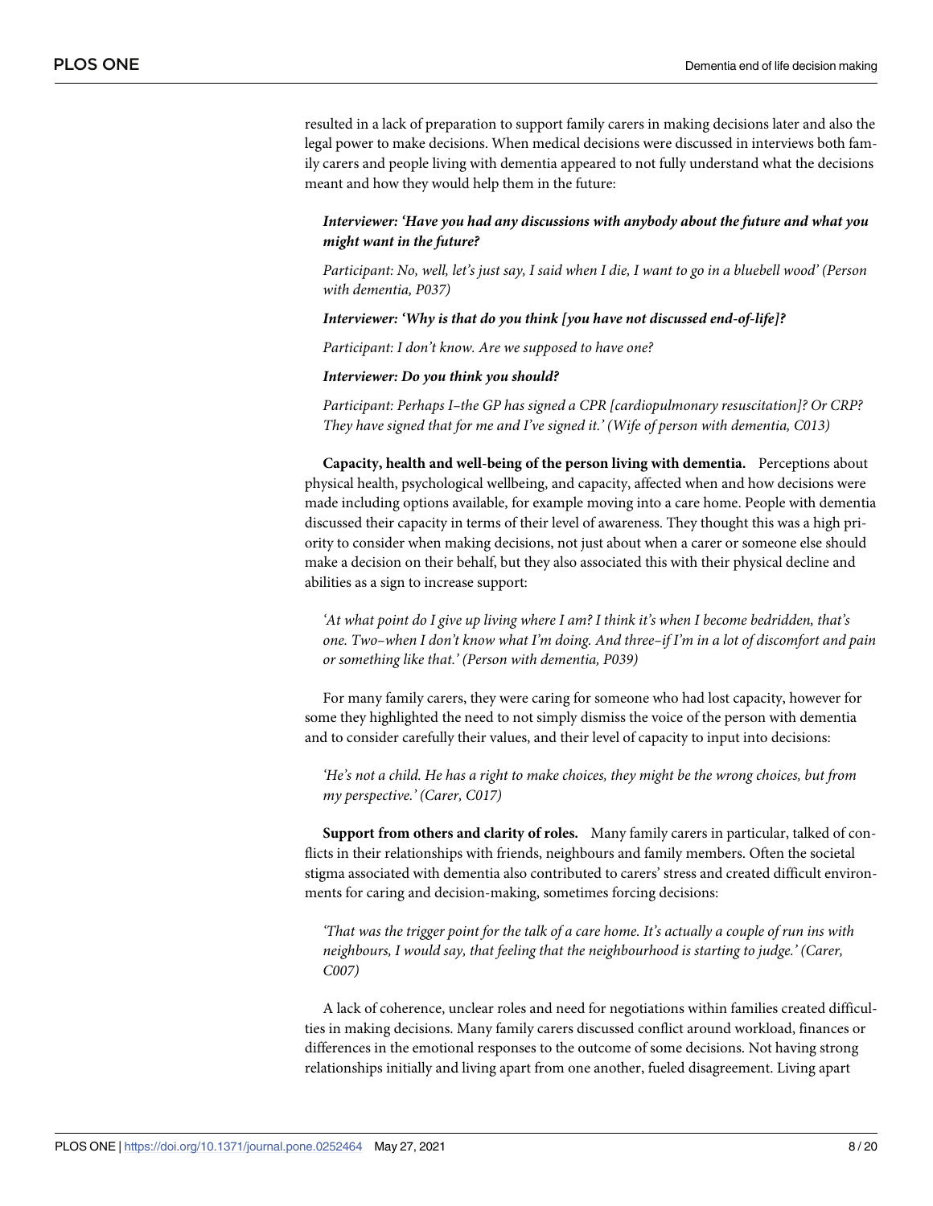resulted in a lack of preparation to support family carers in making decisions later and also the legal power to make decisions. When medical decisions were discussed in interviews both family carers and people living with dementia appeared to not fully understand what the decisions meant and how they would help them in the future:

> ***Interviewer: 'Have you had any discussions with anybody about the future and what you might want in the future?***
>
> *Participant: No, well, let's just say, I said when I die, I want to go in a bluebell wood' (Person with dementia, P037)*
>
> ***Interviewer: 'Why is that do you think [you have not discussed end-of-life]?***
>
> *Participant: I don't know. Are we supposed to have one?*
>
> ***Interviewer: Do you think you should?***
>
> *Participant: Perhaps I–the GP has signed a CPR [cardiopulmonary resuscitation]? Or CRP? They have signed that for me and I've signed it.' (Wife of person with dementia, C013)*

**Capacity, health and well-being of the person living with dementia.** Perceptions about physical health, psychological wellbeing, and capacity, affected when and how decisions were made including options available, for example moving into a care home. People with dementia discussed their capacity in terms of their level of awareness. They thought this was a high priority to consider when making decisions, not just about when a carer or someone else should make a decision on their behalf, but they also associated this with their physical decline and abilities as a sign to increase support:

> *'At what point do I give up living where I am? I think it's when I become bedridden, that's one. Two–when I don't know what I'm doing. And three–if I'm in a lot of discomfort and pain or something like that.' (Person with dementia, P039)*

For many family carers, they were caring for someone who had lost capacity, however for some they highlighted the need to not simply dismiss the voice of the person with dementia and to consider carefully their values, and their level of capacity to input into decisions:

> *'He's not a child. He has a right to make choices, they might be the wrong choices, but from my perspective.' (Carer, C017)*

**Support from others and clarity of roles.** Many family carers in particular, talked of conflicts in their relationships with friends, neighbours and family members. Often the societal stigma associated with dementia also contributed to carers' stress and created difficult environments for caring and decision-making, sometimes forcing decisions:

> *'That was the trigger point for the talk of a care home. It's actually a couple of run ins with neighbours, I would say, that feeling that the neighbourhood is starting to judge.' (Carer, C007)*

A lack of coherence, unclear roles and need for negotiations within families created difficulties in making decisions. Many family carers discussed conflict around workload, finances or differences in the emotional responses to the outcome of some decisions. Not having strong relationships initially and living apart from one another, fueled disagreement. Living apart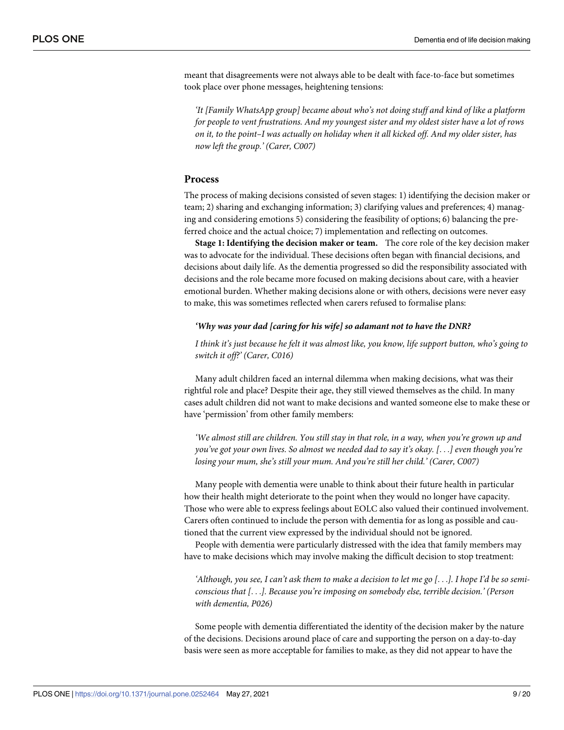meant that disagreements were not always able to be dealt with face-to-face but sometimes took place over phone messages, heightening tensions:

> *'It [Family WhatsApp group] became about who's not doing stuff and kind of like a platform for people to vent frustrations. And my youngest sister and my oldest sister have a lot of rows on it, to the point–I was actually on holiday when it all kicked off. And my older sister, has now left the group.' (Carer, C007)*

## Process

The process of making decisions consisted of seven stages: 1) identifying the decision maker or team; 2) sharing and exchanging information; 3) clarifying values and preferences; 4) managing and considering emotions 5) considering the feasibility of options; 6) balancing the preferred choice and the actual choice; 7) implementation and reflecting on outcomes.

**Stage 1: Identifying the decision maker or team.** The core role of the key decision maker was to advocate for the individual. These decisions often began with financial decisions, and decisions about daily life. As the dementia progressed so did the responsibility associated with decisions and the role became more focused on making decisions about care, with a heavier emotional burden. Whether making decisions alone or with others, decisions were never easy to make, this was sometimes reflected when carers refused to formalise plans:

> ***'Why was your dad [caring for his wife] so adamant not to have the DNR?***
>
> *I think it's just because he felt it was almost like, you know, life support button, who's going to switch it off?' (Carer, C016)*

Many adult children faced an internal dilemma when making decisions, what was their rightful role and place? Despite their age, they still viewed themselves as the child. In many cases adult children did not want to make decisions and wanted someone else to make these or have 'permission' from other family members:

> *'We almost still are children. You still stay in that role, in a way, when you're grown up and you've got your own lives. So almost we needed dad to say it's okay. [. . .] even though you're losing your mum, she's still your mum. And you're still her child.' (Carer, C007)*

Many people with dementia were unable to think about their future health in particular how their health might deteriorate to the point when they would no longer have capacity. Those who were able to express feelings about EOLC also valued their continued involvement. Carers often continued to include the person with dementia for as long as possible and cautioned that the current view expressed by the individual should not be ignored.

People with dementia were particularly distressed with the idea that family members may have to make decisions which may involve making the difficult decision to stop treatment:

> *'Although, you see, I can't ask them to make a decision to let me go [. . .]. I hope I'd be so semi-conscious that [. . .]. Because you're imposing on somebody else, terrible decision.' (Person with dementia, P026)*

Some people with dementia differentiated the identity of the decision maker by the nature of the decisions. Decisions around place of care and supporting the person on a day-to-day basis were seen as more acceptable for families to make, as they did not appear to have the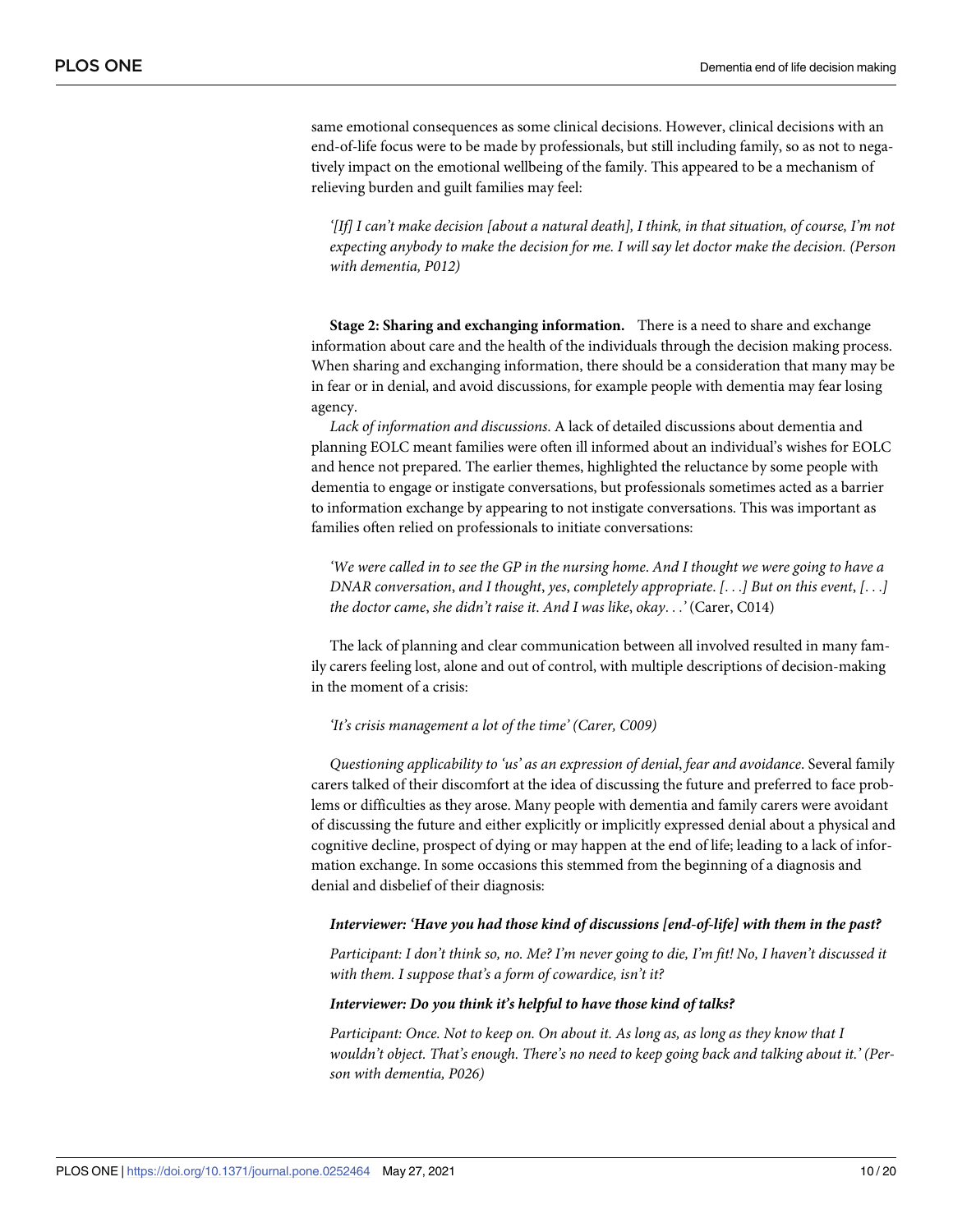same emotional consequences as some clinical decisions. However, clinical decisions with an end-of-life focus were to be made by professionals, but still including family, so as not to negatively impact on the emotional wellbeing of the family. This appeared to be a mechanism of relieving burden and guilt families may feel:

*'[If] I can't make decision [about a natural death], I think, in that situation, of course, I'm not expecting anybody to make the decision for me. I will say let doctor make the decision. (Person with dementia, P012)*

**Stage 2: Sharing and exchanging information.** There is a need to share and exchange information about care and the health of the individuals through the decision making process. When sharing and exchanging information, there should be a consideration that many may be in fear or in denial, and avoid discussions, for example people with dementia may fear losing agency.

*Lack of information and discussions.* A lack of detailed discussions about dementia and planning EOLC meant families were often ill informed about an individual's wishes for EOLC and hence not prepared. The earlier themes, highlighted the reluctance by some people with dementia to engage or instigate conversations, but professionals sometimes acted as a barrier to information exchange by appearing to not instigate conversations. This was important as families often relied on professionals to initiate conversations:

*'We were called in to see the GP in the nursing home. And I thought we were going to have a DNAR conversation, and I thought, yes, completely appropriate. [. . .] But on this event, [. . .] the doctor came, she didn't raise it. And I was like, okay. . .'* (Carer, C014)

The lack of planning and clear communication between all involved resulted in many family carers feeling lost, alone and out of control, with multiple descriptions of decision-making in the moment of a crisis:

*'It's crisis management a lot of the time' (Carer, C009)*

*Questioning applicability to 'us' as an expression of denial, fear and avoidance.* Several family carers talked of their discomfort at the idea of discussing the future and preferred to face problems or difficulties as they arose. Many people with dementia and family carers were avoidant of discussing the future and either explicitly or implicitly expressed denial about a physical and cognitive decline, prospect of dying or may happen at the end of life; leading to a lack of information exchange. In some occasions this stemmed from the beginning of a diagnosis and denial and disbelief of their diagnosis:

***Interviewer: 'Have you had those kind of discussions [end-of-life] with them in the past?***

*Participant: I don't think so, no. Me? I'm never going to die, I'm fit! No, I haven't discussed it with them. I suppose that's a form of cowardice, isn't it?*

***Interviewer: Do you think it's helpful to have those kind of talks?***

*Participant: Once. Not to keep on. On about it. As long as, as long as they know that I wouldn't object. That's enough. There's no need to keep going back and talking about it.' (Person with dementia, P026)*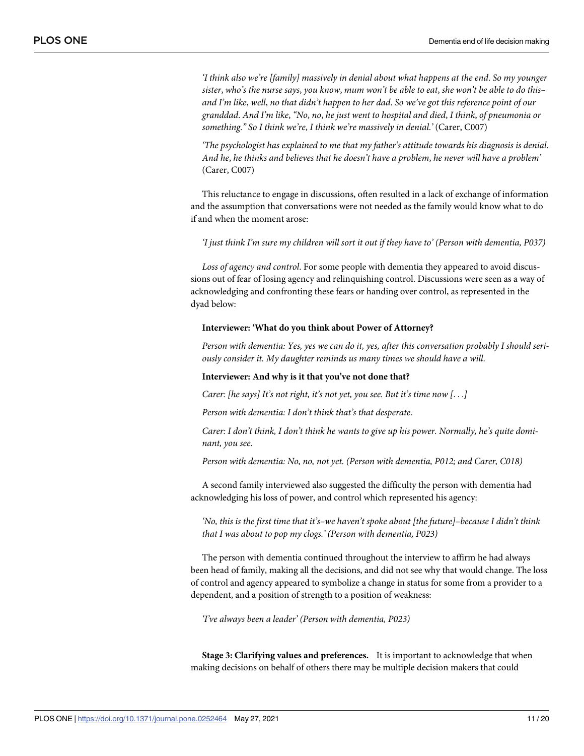*'I think also we're [family] massively in denial about what happens at the end. So my younger sister, who's the nurse says, you know, mum won't be able to eat, she won't be able to do this– and I'm like, well, no that didn't happen to her dad. So we've got this reference point of our granddad. And I'm like, "No, no, he just went to hospital and died, I think, of pneumonia or something." So I think we're, I think we're massively in denial.'* (Carer, C007)

*'The psychologist has explained to me that my father's attitude towards his diagnosis is denial. And he, he thinks and believes that he doesn't have a problem, he never will have a problem'* (Carer, C007)

This reluctance to engage in discussions, often resulted in a lack of exchange of information and the assumption that conversations were not needed as the family would know what to do if and when the moment arose:

*'I just think I'm sure my children will sort it out if they have to' (Person with dementia, P037)*

*Loss of agency and control*. For some people with dementia they appeared to avoid discussions out of fear of losing agency and relinquishing control. Discussions were seen as a way of acknowledging and confronting these fears or handing over control, as represented in the dyad below:

**Interviewer: 'What do you think about Power of Attorney?**

*Person with dementia: Yes, yes we can do it, yes, after this conversation probably I should seriously consider it. My daughter reminds us many times we should have a will.*

**Interviewer: And why is it that you've not done that?**

*Carer: [he says] It's not right, it's not yet, you see. But it's time now [. . .]*

*Person with dementia: I don't think that's that desperate.*

*Carer: I don't think, I don't think he wants to give up his power. Normally, he's quite dominant, you see.*

*Person with dementia: No, no, not yet. (Person with dementia, P012; and Carer, C018)*

A second family interviewed also suggested the difficulty the person with dementia had acknowledging his loss of power, and control which represented his agency:

*'No, this is the first time that it's–we haven't spoke about [the future]–because I didn't think that I was about to pop my clogs.' (Person with dementia, P023)*

The person with dementia continued throughout the interview to affirm he had always been head of family, making all the decisions, and did not see why that would change. The loss of control and agency appeared to symbolize a change in status for some from a provider to a dependent, and a position of strength to a position of weakness:

*'I've always been a leader' (Person with dementia, P023)*

**Stage 3: Clarifying values and preferences.** It is important to acknowledge that when making decisions on behalf of others there may be multiple decision makers that could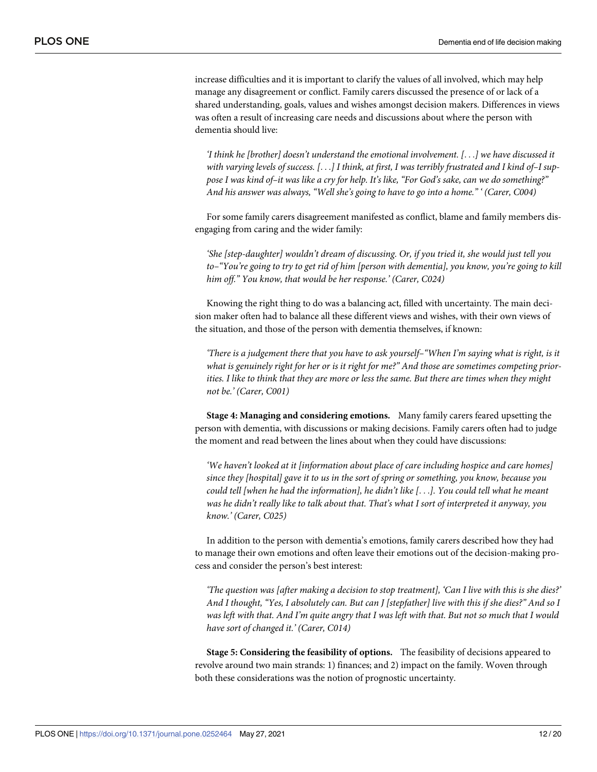increase difficulties and it is important to clarify the values of all involved, which may help manage any disagreement or conflict. Family carers discussed the presence of or lack of a shared understanding, goals, values and wishes amongst decision makers. Differences in views was often a result of increasing care needs and discussions about where the person with dementia should live:

> *'I think he [brother] doesn't understand the emotional involvement. [. . .] we have discussed it with varying levels of success. [. . .] I think, at first, I was terribly frustrated and I kind of–I suppose I was kind of–it was like a cry for help. It's like, "For God's sake, can we do something?" And his answer was always, "Well she's going to have to go into a home." ' (Carer, C004)*

For some family carers disagreement manifested as conflict, blame and family members disengaging from caring and the wider family:

> *'She [step-daughter] wouldn't dream of discussing. Or, if you tried it, she would just tell you to–"You're going to try to get rid of him [person with dementia], you know, you're going to kill him off." You know, that would be her response.' (Carer, C024)*

Knowing the right thing to do was a balancing act, filled with uncertainty. The main decision maker often had to balance all these different views and wishes, with their own views of the situation, and those of the person with dementia themselves, if known:

> *'There is a judgement there that you have to ask yourself–"When I'm saying what is right, is it what is genuinely right for her or is it right for me?" And those are sometimes competing priorities. I like to think that they are more or less the same. But there are times when they might not be.' (Carer, C001)*

**Stage 4: Managing and considering emotions.** Many family carers feared upsetting the person with dementia, with discussions or making decisions. Family carers often had to judge the moment and read between the lines about when they could have discussions:

> *'We haven't looked at it [information about place of care including hospice and care homes] since they [hospital] gave it to us in the sort of spring or something, you know, because you could tell [when he had the information], he didn't like [. . .]. You could tell what he meant was he didn't really like to talk about that. That's what I sort of interpreted it anyway, you know.' (Carer, C025)*

In addition to the person with dementia's emotions, family carers described how they had to manage their own emotions and often leave their emotions out of the decision-making process and consider the person's best interest:

> *'The question was [after making a decision to stop treatment], 'Can I live with this is she dies?' And I thought, "Yes, I absolutely can. But can J [stepfather] live with this if she dies?" And so I was left with that. And I'm quite angry that I was left with that. But not so much that I would have sort of changed it.' (Carer, C014)*

**Stage 5: Considering the feasibility of options.** The feasibility of decisions appeared to revolve around two main strands: 1) finances; and 2) impact on the family. Woven through both these considerations was the notion of prognostic uncertainty.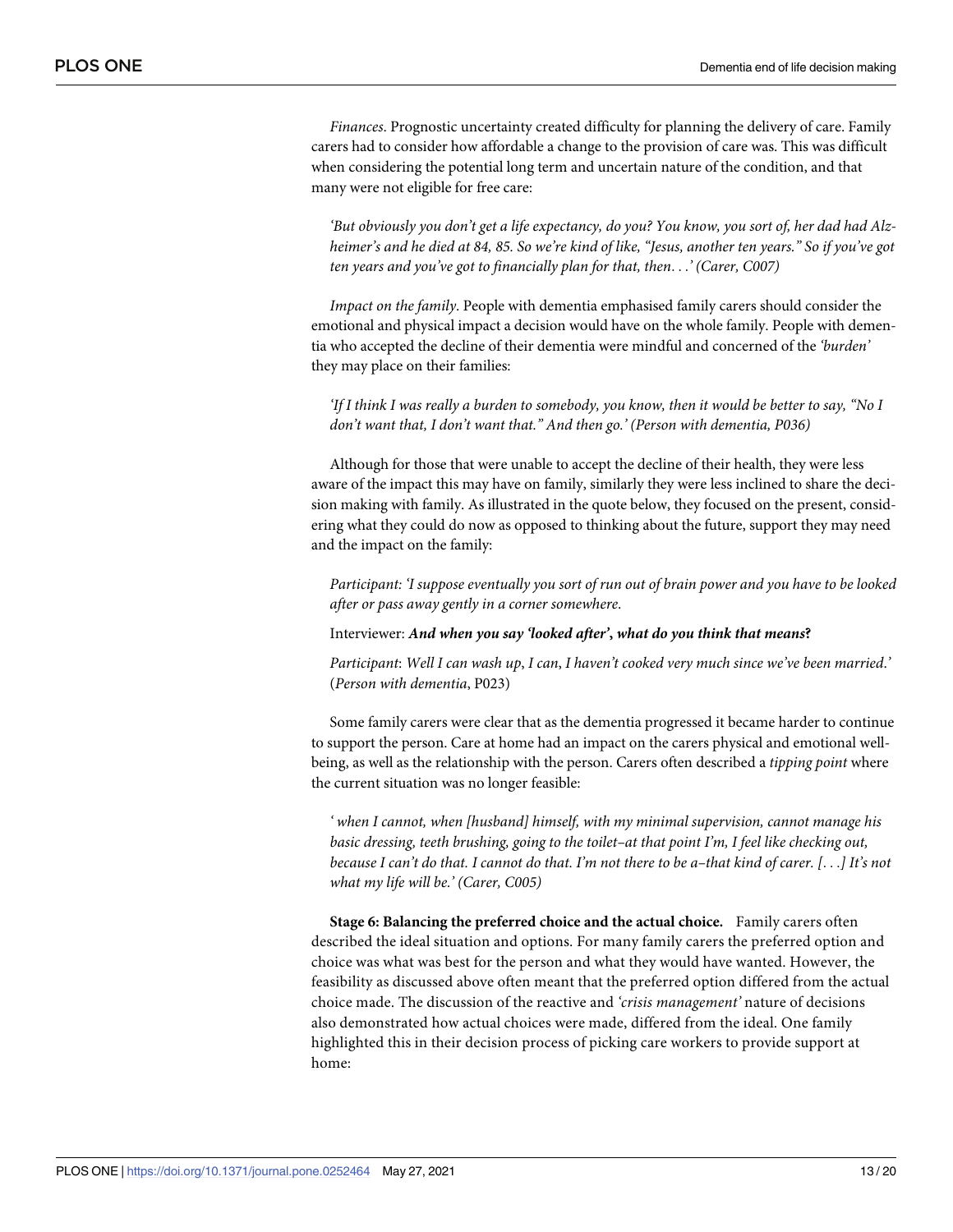*Finances*. Prognostic uncertainty created difficulty for planning the delivery of care. Family carers had to consider how affordable a change to the provision of care was. This was difficult when considering the potential long term and uncertain nature of the condition, and that many were not eligible for free care:

> *'But obviously you don't get a life expectancy, do you? You know, you sort of, her dad had Alzheimer's and he died at 84, 85. So we're kind of like, "Jesus, another ten years." So if you've got ten years and you've got to financially plan for that, then. . .' (Carer, C007)*

*Impact on the family*. People with dementia emphasised family carers should consider the emotional and physical impact a decision would have on the whole family. People with dementia who accepted the decline of their dementia were mindful and concerned of the *'burden'* they may place on their families:

> *'If I think I was really a burden to somebody, you know, then it would be better to say, "No I don't want that, I don't want that." And then go.' (Person with dementia, P036)*

Although for those that were unable to accept the decline of their health, they were less aware of the impact this may have on family, similarly they were less inclined to share the decision making with family. As illustrated in the quote below, they focused on the present, considering what they could do now as opposed to thinking about the future, support they may need and the impact on the family:

> *Participant: 'I suppose eventually you sort of run out of brain power and you have to be looked after or pass away gently in a corner somewhere.*
>
> Interviewer: ***And when you say 'looked after', what do you think that means?***
>
> *Participant: Well I can wash up, I can, I haven't cooked very much since we've been married.'* (*Person with dementia*, P023)

Some family carers were clear that as the dementia progressed it became harder to continue to support the person. Care at home had an impact on the carers physical and emotional wellbeing, as well as the relationship with the person. Carers often described a *tipping point* where the current situation was no longer feasible:

> *' when I cannot, when [husband] himself, with my minimal supervision, cannot manage his basic dressing, teeth brushing, going to the toilet–at that point I'm, I feel like checking out, because I can't do that. I cannot do that. I'm not there to be a–that kind of carer. [. . .] It's not what my life will be.' (Carer, C005)*

**Stage 6: Balancing the preferred choice and the actual choice.** Family carers often described the ideal situation and options. For many family carers the preferred option and choice was what was best for the person and what they would have wanted. However, the feasibility as discussed above often meant that the preferred option differed from the actual choice made. The discussion of the reactive and *'crisis management'* nature of decisions also demonstrated how actual choices were made, differed from the ideal. One family highlighted this in their decision process of picking care workers to provide support at home: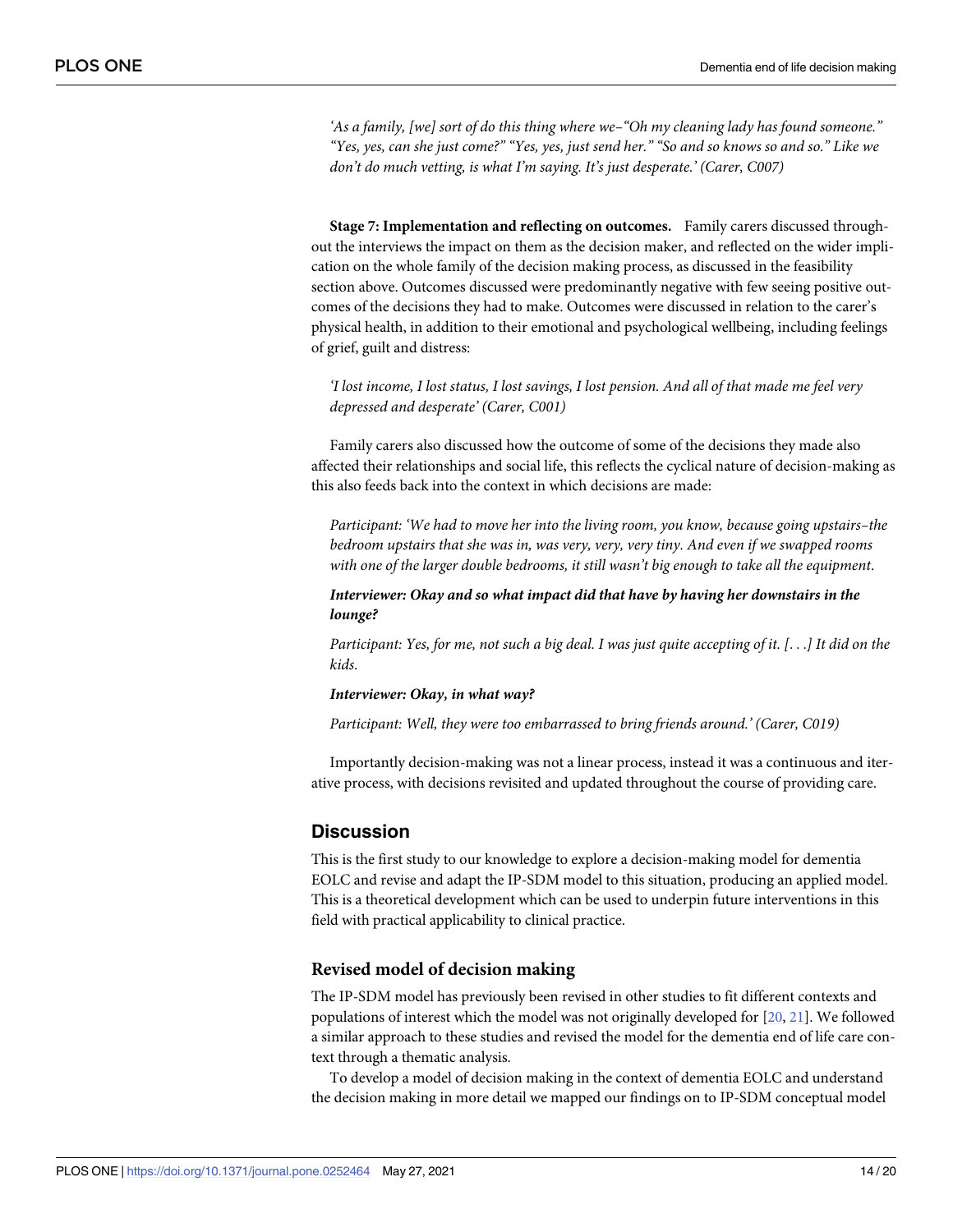*'As a family, [we] sort of do this thing where we–"Oh my cleaning lady has found someone." "Yes, yes, can she just come?" "Yes, yes, just send her." "So and so knows so and so." Like we don't do much vetting, is what I'm saying. It's just desperate.' (Carer, C007)*

**Stage 7: Implementation and reflecting on outcomes.** Family carers discussed throughout the interviews the impact on them as the decision maker, and reflected on the wider implication on the whole family of the decision making process, as discussed in the feasibility section above. Outcomes discussed were predominantly negative with few seeing positive outcomes of the decisions they had to make. Outcomes were discussed in relation to the carer's physical health, in addition to their emotional and psychological wellbeing, including feelings of grief, guilt and distress:

*'I lost income, I lost status, I lost savings, I lost pension. And all of that made me feel very depressed and desperate' (Carer, C001)*

Family carers also discussed how the outcome of some of the decisions they made also affected their relationships and social life, this reflects the cyclical nature of decision-making as this also feeds back into the context in which decisions are made:

*Participant: 'We had to move her into the living room, you know, because going upstairs–the bedroom upstairs that she was in, was very, very, very tiny. And even if we swapped rooms with one of the larger double bedrooms, it still wasn't big enough to take all the equipment.*

***Interviewer: Okay and so what impact did that have by having her downstairs in the lounge?***

*Participant: Yes, for me, not such a big deal. I was just quite accepting of it. [. . .] It did on the kids.*

***Interviewer: Okay, in what way?***

*Participant: Well, they were too embarrassed to bring friends around.' (Carer, C019)*

Importantly decision-making was not a linear process, instead it was a continuous and iterative process, with decisions revisited and updated throughout the course of providing care.

## Discussion

This is the first study to our knowledge to explore a decision-making model for dementia EOLC and revise and adapt the IP-SDM model to this situation, producing an applied model. This is a theoretical development which can be used to underpin future interventions in this field with practical applicability to clinical practice.

### Revised model of decision making

The IP-SDM model has previously been revised in other studies to fit different contexts and populations of interest which the model was not originally developed for [20, 21]. We followed a similar approach to these studies and revised the model for the dementia end of life care context through a thematic analysis.

To develop a model of decision making in the context of dementia EOLC and understand the decision making in more detail we mapped our findings on to IP-SDM conceptual model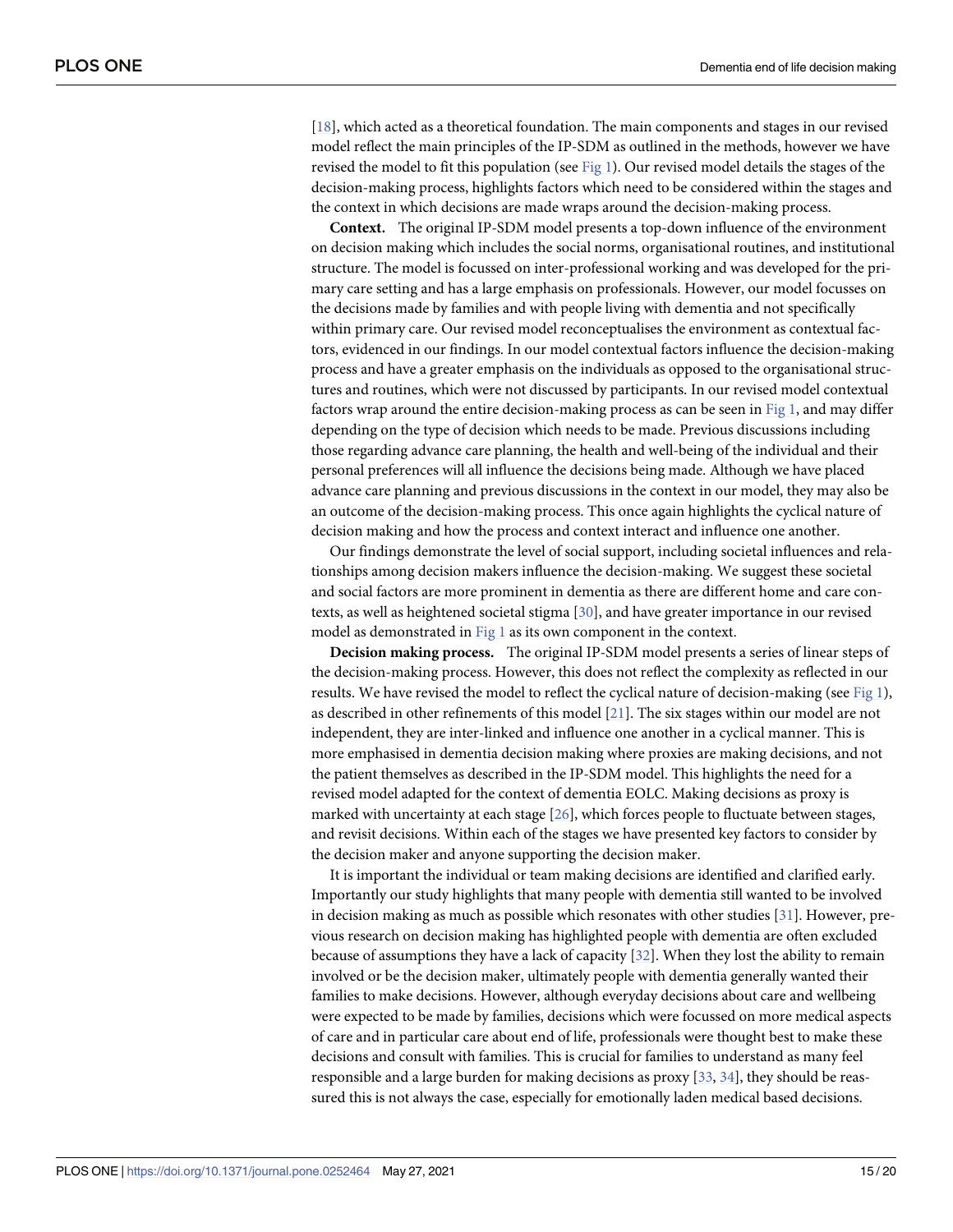[18], which acted as a theoretical foundation. The main components and stages in our revised model reflect the main principles of the IP-SDM as outlined in the methods, however we have revised the model to fit this population (see Fig 1). Our revised model details the stages of the decision-making process, highlights factors which need to be considered within the stages and the context in which decisions are made wraps around the decision-making process.

**Context.** The original IP-SDM model presents a top-down influence of the environment on decision making which includes the social norms, organisational routines, and institutional structure. The model is focussed on inter-professional working and was developed for the primary care setting and has a large emphasis on professionals. However, our model focusses on the decisions made by families and with people living with dementia and not specifically within primary care. Our revised model reconceptualises the environment as contextual factors, evidenced in our findings. In our model contextual factors influence the decision-making process and have a greater emphasis on the individuals as opposed to the organisational structures and routines, which were not discussed by participants. In our revised model contextual factors wrap around the entire decision-making process as can be seen in Fig 1, and may differ depending on the type of decision which needs to be made. Previous discussions including those regarding advance care planning, the health and well-being of the individual and their personal preferences will all influence the decisions being made. Although we have placed advance care planning and previous discussions in the context in our model, they may also be an outcome of the decision-making process. This once again highlights the cyclical nature of decision making and how the process and context interact and influence one another.

Our findings demonstrate the level of social support, including societal influences and relationships among decision makers influence the decision-making. We suggest these societal and social factors are more prominent in dementia as there are different home and care contexts, as well as heightened societal stigma [30], and have greater importance in our revised model as demonstrated in Fig 1 as its own component in the context.

**Decision making process.** The original IP-SDM model presents a series of linear steps of the decision-making process. However, this does not reflect the complexity as reflected in our results. We have revised the model to reflect the cyclical nature of decision-making (see Fig 1), as described in other refinements of this model [21]. The six stages within our model are not independent, they are inter-linked and influence one another in a cyclical manner. This is more emphasised in dementia decision making where proxies are making decisions, and not the patient themselves as described in the IP-SDM model. This highlights the need for a revised model adapted for the context of dementia EOLC. Making decisions as proxy is marked with uncertainty at each stage [26], which forces people to fluctuate between stages, and revisit decisions. Within each of the stages we have presented key factors to consider by the decision maker and anyone supporting the decision maker.

It is important the individual or team making decisions are identified and clarified early. Importantly our study highlights that many people with dementia still wanted to be involved in decision making as much as possible which resonates with other studies [31]. However, previous research on decision making has highlighted people with dementia are often excluded because of assumptions they have a lack of capacity [32]. When they lost the ability to remain involved or be the decision maker, ultimately people with dementia generally wanted their families to make decisions. However, although everyday decisions about care and wellbeing were expected to be made by families, decisions which were focussed on more medical aspects of care and in particular care about end of life, professionals were thought best to make these decisions and consult with families. This is crucial for families to understand as many feel responsible and a large burden for making decisions as proxy [33, 34], they should be reassured this is not always the case, especially for emotionally laden medical based decisions.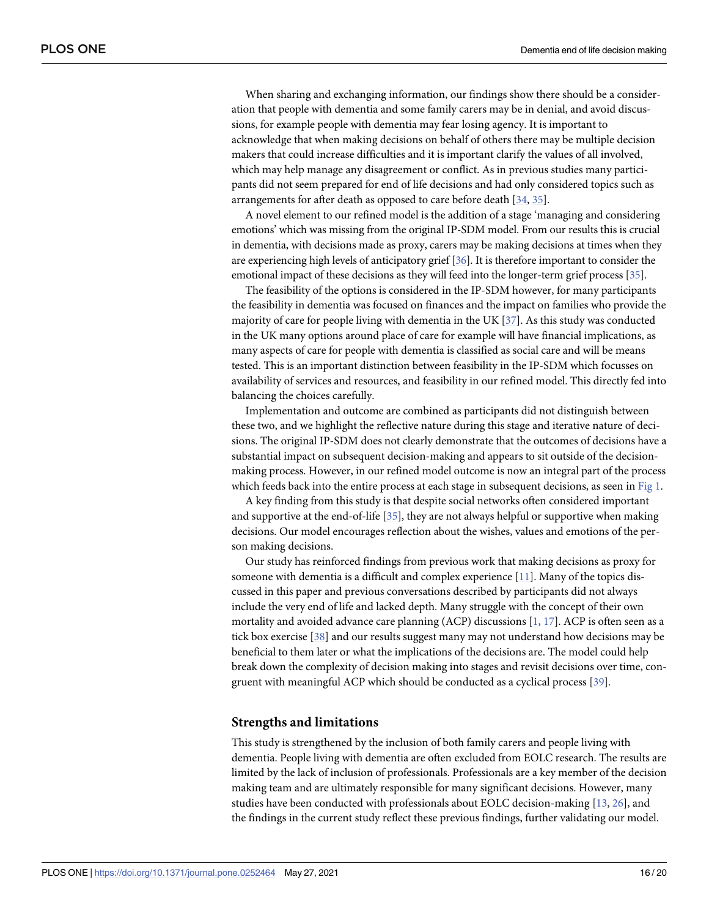When sharing and exchanging information, our findings show there should be a consideration that people with dementia and some family carers may be in denial, and avoid discussions, for example people with dementia may fear losing agency. It is important to acknowledge that when making decisions on behalf of others there may be multiple decision makers that could increase difficulties and it is important clarify the values of all involved, which may help manage any disagreement or conflict. As in previous studies many participants did not seem prepared for end of life decisions and had only considered topics such as arrangements for after death as opposed to care before death [34, 35].

A novel element to our refined model is the addition of a stage 'managing and considering emotions' which was missing from the original IP-SDM model. From our results this is crucial in dementia, with decisions made as proxy, carers may be making decisions at times when they are experiencing high levels of anticipatory grief [36]. It is therefore important to consider the emotional impact of these decisions as they will feed into the longer-term grief process [35].

The feasibility of the options is considered in the IP-SDM however, for many participants the feasibility in dementia was focused on finances and the impact on families who provide the majority of care for people living with dementia in the UK [37]. As this study was conducted in the UK many options around place of care for example will have financial implications, as many aspects of care for people with dementia is classified as social care and will be means tested. This is an important distinction between feasibility in the IP-SDM which focusses on availability of services and resources, and feasibility in our refined model. This directly fed into balancing the choices carefully.

Implementation and outcome are combined as participants did not distinguish between these two, and we highlight the reflective nature during this stage and iterative nature of decisions. The original IP-SDM does not clearly demonstrate that the outcomes of decisions have a substantial impact on subsequent decision-making and appears to sit outside of the decision-making process. However, in our refined model outcome is now an integral part of the process which feeds back into the entire process at each stage in subsequent decisions, as seen in Fig 1.

A key finding from this study is that despite social networks often considered important and supportive at the end-of-life [35], they are not always helpful or supportive when making decisions. Our model encourages reflection about the wishes, values and emotions of the person making decisions.

Our study has reinforced findings from previous work that making decisions as proxy for someone with dementia is a difficult and complex experience [11]. Many of the topics discussed in this paper and previous conversations described by participants did not always include the very end of life and lacked depth. Many struggle with the concept of their own mortality and avoided advance care planning (ACP) discussions [1, 17]. ACP is often seen as a tick box exercise [38] and our results suggest many may not understand how decisions may be beneficial to them later or what the implications of the decisions are. The model could help break down the complexity of decision making into stages and revisit decisions over time, congruent with meaningful ACP which should be conducted as a cyclical process [39].

## Strengths and limitations

This study is strengthened by the inclusion of both family carers and people living with dementia. People living with dementia are often excluded from EOLC research. The results are limited by the lack of inclusion of professionals. Professionals are a key member of the decision making team and are ultimately responsible for many significant decisions. However, many studies have been conducted with professionals about EOLC decision-making [13, 26], and the findings in the current study reflect these previous findings, further validating our model.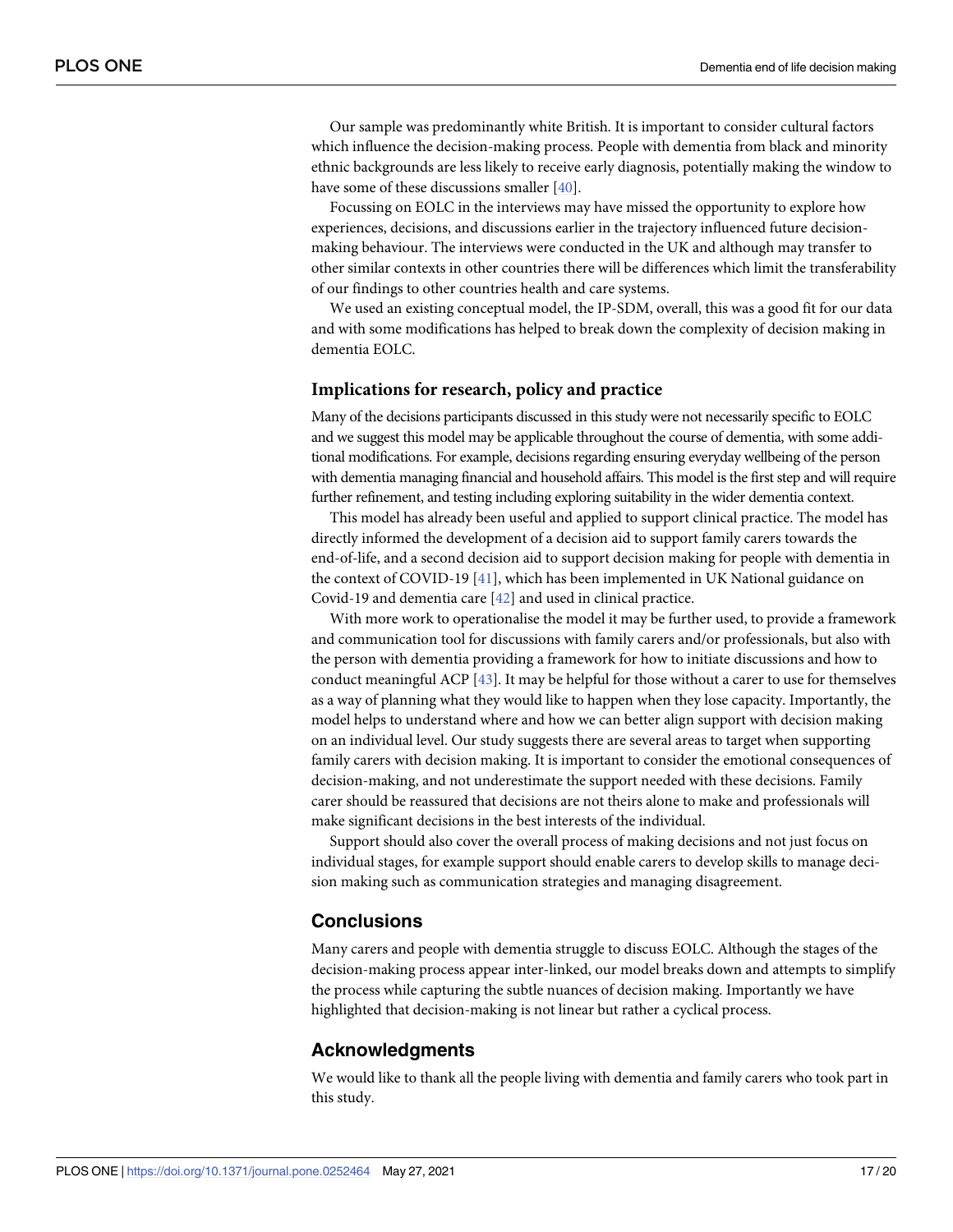Our sample was predominantly white British. It is important to consider cultural factors which influence the decision-making process. People with dementia from black and minority ethnic backgrounds are less likely to receive early diagnosis, potentially making the window to have some of these discussions smaller [40].

Focussing on EOLC in the interviews may have missed the opportunity to explore how experiences, decisions, and discussions earlier in the trajectory influenced future decision-making behaviour. The interviews were conducted in the UK and although may transfer to other similar contexts in other countries there will be differences which limit the transferability of our findings to other countries health and care systems.

We used an existing conceptual model, the IP-SDM, overall, this was a good fit for our data and with some modifications has helped to break down the complexity of decision making in dementia EOLC.

### Implications for research, policy and practice

Many of the decisions participants discussed in this study were not necessarily specific to EOLC and we suggest this model may be applicable throughout the course of dementia, with some additional modifications. For example, decisions regarding ensuring everyday wellbeing of the person with dementia managing financial and household affairs. This model is the first step and will require further refinement, and testing including exploring suitability in the wider dementia context.

This model has already been useful and applied to support clinical practice. The model has directly informed the development of a decision aid to support family carers towards the end-of-life, and a second decision aid to support decision making for people with dementia in the context of COVID-19 [41], which has been implemented in UK National guidance on Covid-19 and dementia care [42] and used in clinical practice.

With more work to operationalise the model it may be further used, to provide a framework and communication tool for discussions with family carers and/or professionals, but also with the person with dementia providing a framework for how to initiate discussions and how to conduct meaningful ACP [43]. It may be helpful for those without a carer to use for themselves as a way of planning what they would like to happen when they lose capacity. Importantly, the model helps to understand where and how we can better align support with decision making on an individual level. Our study suggests there are several areas to target when supporting family carers with decision making. It is important to consider the emotional consequences of decision-making, and not underestimate the support needed with these decisions. Family carer should be reassured that decisions are not theirs alone to make and professionals will make significant decisions in the best interests of the individual.

Support should also cover the overall process of making decisions and not just focus on individual stages, for example support should enable carers to develop skills to manage decision making such as communication strategies and managing disagreement.

## Conclusions

Many carers and people with dementia struggle to discuss EOLC. Although the stages of the decision-making process appear inter-linked, our model breaks down and attempts to simplify the process while capturing the subtle nuances of decision making. Importantly we have highlighted that decision-making is not linear but rather a cyclical process.

## Acknowledgments

We would like to thank all the people living with dementia and family carers who took part in this study.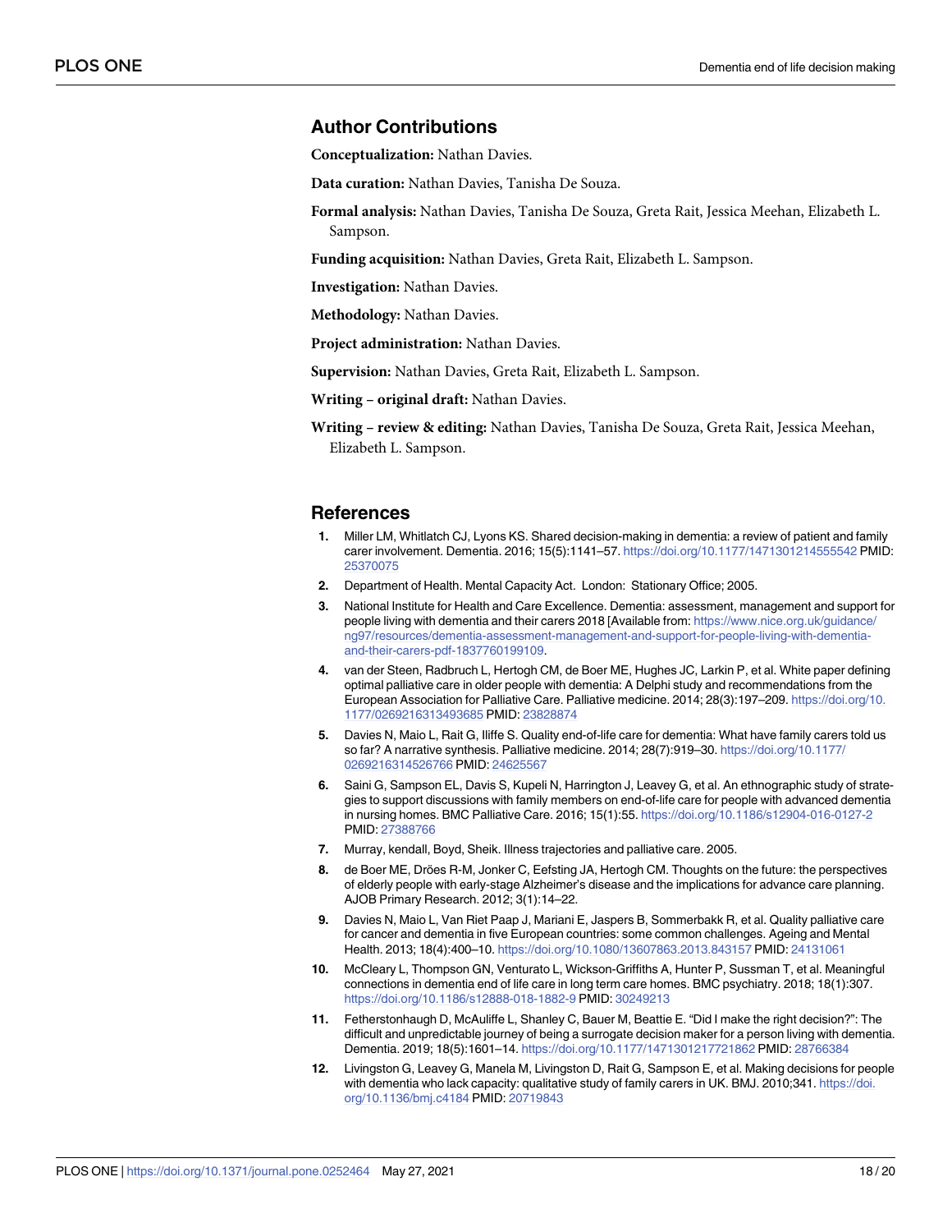## Author Contributions

**Conceptualization:** Nathan Davies.

**Data curation:** Nathan Davies, Tanisha De Souza.

**Formal analysis:** Nathan Davies, Tanisha De Souza, Greta Rait, Jessica Meehan, Elizabeth L. Sampson.

**Funding acquisition:** Nathan Davies, Greta Rait, Elizabeth L. Sampson.

**Investigation:** Nathan Davies.

**Methodology:** Nathan Davies.

**Project administration:** Nathan Davies.

**Supervision:** Nathan Davies, Greta Rait, Elizabeth L. Sampson.

**Writing – original draft:** Nathan Davies.

**Writing – review & editing:** Nathan Davies, Tanisha De Souza, Greta Rait, Jessica Meehan, Elizabeth L. Sampson.

## References

1. Miller LM, Whitlatch CJ, Lyons KS. Shared decision-making in dementia: a review of patient and family carer involvement. Dementia. 2016; 15(5):1141–57. https://doi.org/10.1177/1471301214555542 PMID: 25370075
2. Department of Health. Mental Capacity Act. London: Stationary Office; 2005.
3. National Institute for Health and Care Excellence. Dementia: assessment, management and support for people living with dementia and their carers 2018 [Available from: https://www.nice.org.uk/guidance/ng97/resources/dementia-assessment-management-and-support-for-people-living-with-dementia-and-their-carers-pdf-1837760199109.
4. van der Steen, Radbruch L, Hertogh CM, de Boer ME, Hughes JC, Larkin P, et al. White paper defining optimal palliative care in older people with dementia: A Delphi study and recommendations from the European Association for Palliative Care. Palliative medicine. 2014; 28(3):197–209. https://doi.org/10.1177/0269216313493685 PMID: 23828874
5. Davies N, Maio L, Rait G, Iliffe S. Quality end-of-life care for dementia: What have family carers told us so far? A narrative synthesis. Palliative medicine. 2014; 28(7):919–30. https://doi.org/10.1177/0269216314526766 PMID: 24625567
6. Saini G, Sampson EL, Davis S, Kupeli N, Harrington J, Leavey G, et al. An ethnographic study of strategies to support discussions with family members on end-of-life care for people with advanced dementia in nursing homes. BMC Palliative Care. 2016; 15(1):55. https://doi.org/10.1186/s12904-016-0127-2 PMID: 27388766
7. Murray, kendall, Boyd, Sheik. Illness trajectories and palliative care. 2005.
8. de Boer ME, Dröes R-M, Jonker C, Eefsting JA, Hertogh CM. Thoughts on the future: the perspectives of elderly people with early-stage Alzheimer's disease and the implications for advance care planning. AJOB Primary Research. 2012; 3(1):14–22.
9. Davies N, Maio L, Van Riet Paap J, Mariani E, Jaspers B, Sommerbakk R, et al. Quality palliative care for cancer and dementia in five European countries: some common challenges. Ageing and Mental Health. 2013; 18(4):400–10. https://doi.org/10.1080/13607863.2013.843157 PMID: 24131061
10. McCleary L, Thompson GN, Venturato L, Wickson-Griffiths A, Hunter P, Sussman T, et al. Meaningful connections in dementia end of life care in long term care homes. BMC psychiatry. 2018; 18(1):307. https://doi.org/10.1186/s12888-018-1882-9 PMID: 30249213
11. Fetherstonhaugh D, McAuliffe L, Shanley C, Bauer M, Beattie E. "Did I make the right decision?": The difficult and unpredictable journey of being a surrogate decision maker for a person living with dementia. Dementia. 2019; 18(5):1601–14. https://doi.org/10.1177/1471301217721862 PMID: 28766384
12. Livingston G, Leavey G, Manela M, Livingston D, Rait G, Sampson E, et al. Making decisions for people with dementia who lack capacity: qualitative study of family carers in UK. BMJ. 2010;341. https://doi.org/10.1136/bmj.c4184 PMID: 20719843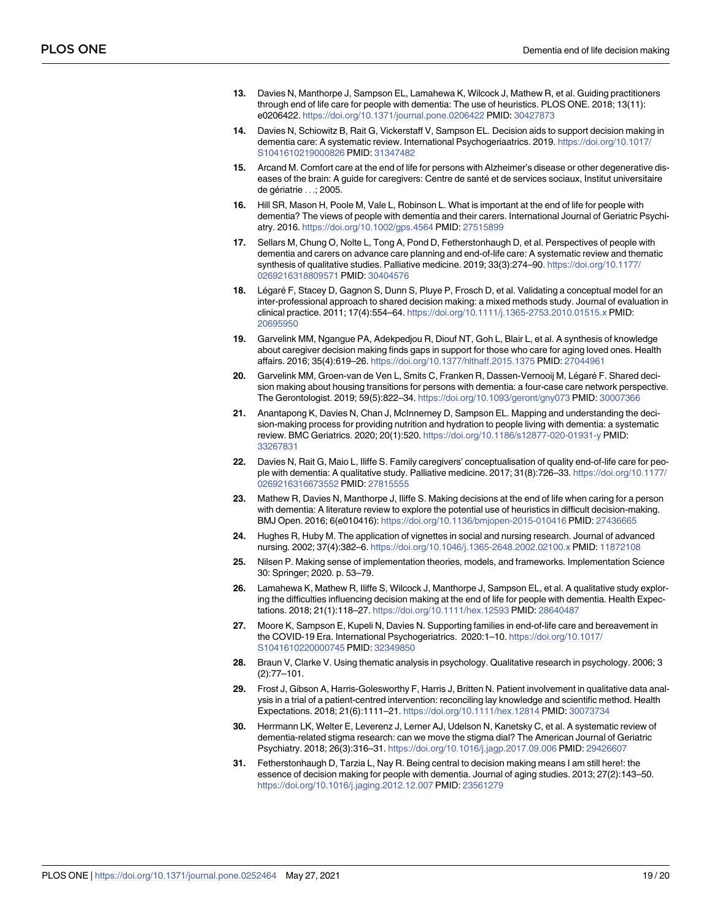13. Davies N, Manthorpe J, Sampson EL, Lamahewa K, Wilcock J, Mathew R, et al. Guiding practitioners through end of life care for people with dementia: The use of heuristics. PLOS ONE. 2018; 13(11): e0206422. https://doi.org/10.1371/journal.pone.0206422 PMID: 30427873

14. Davies N, Schiowitz B, Rait G, Vickerstaff V, Sampson EL. Decision aids to support decision making in dementia care: A systematic review. International Psychogeriaatrics. 2019. https://doi.org/10.1017/S1041610219000826 PMID: 31347482

15. Arcand M. Comfort care at the end of life for persons with Alzheimer's disease or other degenerative diseases of the brain: A guide for caregivers: Centre de santé et de services sociaux, Institut universitaire de gériatrie . . .; 2005.

16. Hill SR, Mason H, Poole M, Vale L, Robinson L. What is important at the end of life for people with dementia? The views of people with dementia and their carers. International Journal of Geriatric Psychiatry. 2016. https://doi.org/10.1002/gps.4564 PMID: 27515899

17. Sellars M, Chung O, Nolte L, Tong A, Pond D, Fetherstonhaugh D, et al. Perspectives of people with dementia and carers on advance care planning and end-of-life care: A systematic review and thematic synthesis of qualitative studies. Palliative medicine. 2019; 33(3):274–90. https://doi.org/10.1177/0269216318809571 PMID: 30404576

18. Légaré F, Stacey D, Gagnon S, Dunn S, Pluye P, Frosch D, et al. Validating a conceptual model for an inter-professional approach to shared decision making: a mixed methods study. Journal of evaluation in clinical practice. 2011; 17(4):554–64. https://doi.org/10.1111/j.1365-2753.2010.01515.x PMID: 20695950

19. Garvelink MM, Ngangue PA, Adekpedjou R, Diouf NT, Goh L, Blair L, et al. A synthesis of knowledge about caregiver decision making finds gaps in support for those who care for aging loved ones. Health affairs. 2016; 35(4):619–26. https://doi.org/10.1377/hlthaff.2015.1375 PMID: 27044961

20. Garvelink MM, Groen-van de Ven L, Smits C, Franken R, Dassen-Vernooij M, Légaré F. Shared decision making about housing transitions for persons with dementia: a four-case care network perspective. The Gerontologist. 2019; 59(5):822–34. https://doi.org/10.1093/geront/gny073 PMID: 30007366

21. Anantapong K, Davies N, Chan J, McInnerney D, Sampson EL. Mapping and understanding the decision-making process for providing nutrition and hydration to people living with dementia: a systematic review. BMC Geriatrics. 2020; 20(1):520. https://doi.org/10.1186/s12877-020-01931-y PMID: 33267831

22. Davies N, Rait G, Maio L, Iliffe S. Family caregivers' conceptualisation of quality end-of-life care for people with dementia: A qualitative study. Palliative medicine. 2017; 31(8):726–33. https://doi.org/10.1177/0269216316673552 PMID: 27815555

23. Mathew R, Davies N, Manthorpe J, Iliffe S. Making decisions at the end of life when caring for a person with dementia: A literature review to explore the potential use of heuristics in difficult decision-making. BMJ Open. 2016; 6(e010416): https://doi.org/10.1136/bmjopen-2015-010416 PMID: 27436665

24. Hughes R, Huby M. The application of vignettes in social and nursing research. Journal of advanced nursing. 2002; 37(4):382–6. https://doi.org/10.1046/j.1365-2648.2002.02100.x PMID: 11872108

25. Nilsen P. Making sense of implementation theories, models, and frameworks. Implementation Science 30: Springer; 2020. p. 53–79.

26. Lamahewa K, Mathew R, Iliffe S, Wilcock J, Manthorpe J, Sampson EL, et al. A qualitative study exploring the difficulties influencing decision making at the end of life for people with dementia. Health Expectations. 2018; 21(1):118–27. https://doi.org/10.1111/hex.12593 PMID: 28640487

27. Moore K, Sampson E, Kupeli N, Davies N. Supporting families in end-of-life care and bereavement in the COVID-19 Era. International Psychogeriatrics. 2020:1–10. https://doi.org/10.1017/S1041610220000745 PMID: 32349850

28. Braun V, Clarke V. Using thematic analysis in psychology. Qualitative research in psychology. 2006; 3 (2):77–101.

29. Frost J, Gibson A, Harris-Golesworthy F, Harris J, Britten N. Patient involvement in qualitative data analysis in a trial of a patient-centred intervention: reconciling lay knowledge and scientific method. Health Expectations. 2018; 21(6):1111–21. https://doi.org/10.1111/hex.12814 PMID: 30073734

30. Herrmann LK, Welter E, Leverenz J, Lerner AJ, Udelson N, Kanetsky C, et al. A systematic review of dementia-related stigma research: can we move the stigma dial? The American Journal of Geriatric Psychiatry. 2018; 26(3):316–31. https://doi.org/10.1016/j.jagp.2017.09.006 PMID: 29426607

31. Fetherstonhaugh D, Tarzia L, Nay R. Being central to decision making means I am still here!: the essence of decision making for people with dementia. Journal of aging studies. 2013; 27(2):143–50. https://doi.org/10.1016/j.jaging.2012.12.007 PMID: 23561279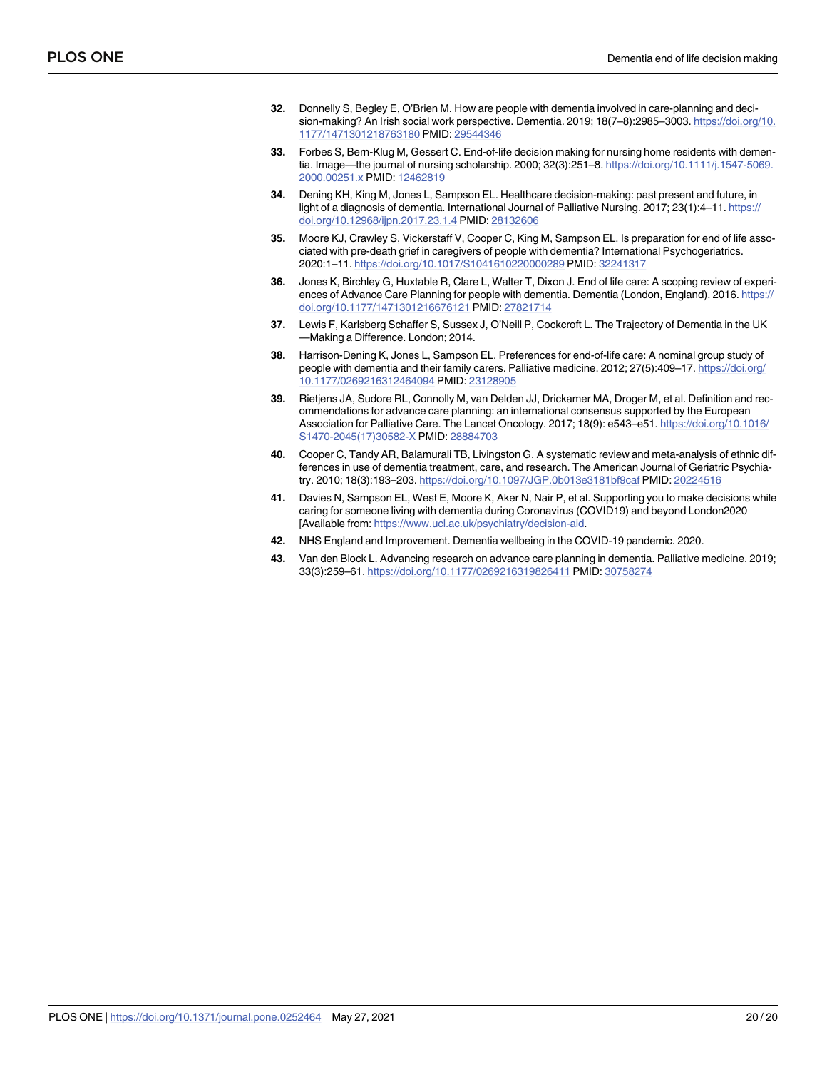32. Donnelly S, Begley E, O'Brien M. How are people with dementia involved in care-planning and decision-making? An Irish social work perspective. Dementia. 2019; 18(7–8):2985–3003. https://doi.org/10.1177/1471301218763180 PMID: 29544346

33. Forbes S, Bern-Klug M, Gessert C. End-of-life decision making for nursing home residents with dementia. Image—the journal of nursing scholarship. 2000; 32(3):251–8. https://doi.org/10.1111/j.1547-5069.2000.00251.x PMID: 12462819

34. Dening KH, King M, Jones L, Sampson EL. Healthcare decision-making: past present and future, in light of a diagnosis of dementia. International Journal of Palliative Nursing. 2017; 23(1):4–11. https://doi.org/10.12968/ijpn.2017.23.1.4 PMID: 28132606

35. Moore KJ, Crawley S, Vickerstaff V, Cooper C, King M, Sampson EL. Is preparation for end of life associated with pre-death grief in caregivers of people with dementia? International Psychogeriatrics. 2020:1–11. https://doi.org/10.1017/S1041610220000289 PMID: 32241317

36. Jones K, Birchley G, Huxtable R, Clare L, Walter T, Dixon J. End of life care: A scoping review of experiences of Advance Care Planning for people with dementia. Dementia (London, England). 2016. https://doi.org/10.1177/1471301216676121 PMID: 27821714

37. Lewis F, Karlsberg Schaffer S, Sussex J, O'Neill P, Cockcroft L. The Trajectory of Dementia in the UK—Making a Difference. London; 2014.

38. Harrison-Dening K, Jones L, Sampson EL. Preferences for end-of-life care: A nominal group study of people with dementia and their family carers. Palliative medicine. 2012; 27(5):409–17. https://doi.org/10.1177/0269216312464094 PMID: 23128905

39. Rietjens JA, Sudore RL, Connolly M, van Delden JJ, Drickamer MA, Droger M, et al. Definition and recommendations for advance care planning: an international consensus supported by the European Association for Palliative Care. The Lancet Oncology. 2017; 18(9): e543–e51. https://doi.org/10.1016/S1470-2045(17)30582-X PMID: 28884703

40. Cooper C, Tandy AR, Balamurali TB, Livingston G. A systematic review and meta-analysis of ethnic differences in use of dementia treatment, care, and research. The American Journal of Geriatric Psychiatry. 2010; 18(3):193–203. https://doi.org/10.1097/JGP.0b013e3181bf9caf PMID: 20224516

41. Davies N, Sampson EL, West E, Moore K, Aker N, Nair P, et al. Supporting you to make decisions while caring for someone living with dementia during Coronavirus (COVID19) and beyond London2020 [Available from: https://www.ucl.ac.uk/psychiatry/decision-aid.

42. NHS England and Improvement. Dementia wellbeing in the COVID-19 pandemic. 2020.

43. Van den Block L. Advancing research on advance care planning in dementia. Palliative medicine. 2019; 33(3):259–61. https://doi.org/10.1177/0269216319826411 PMID: 30758274